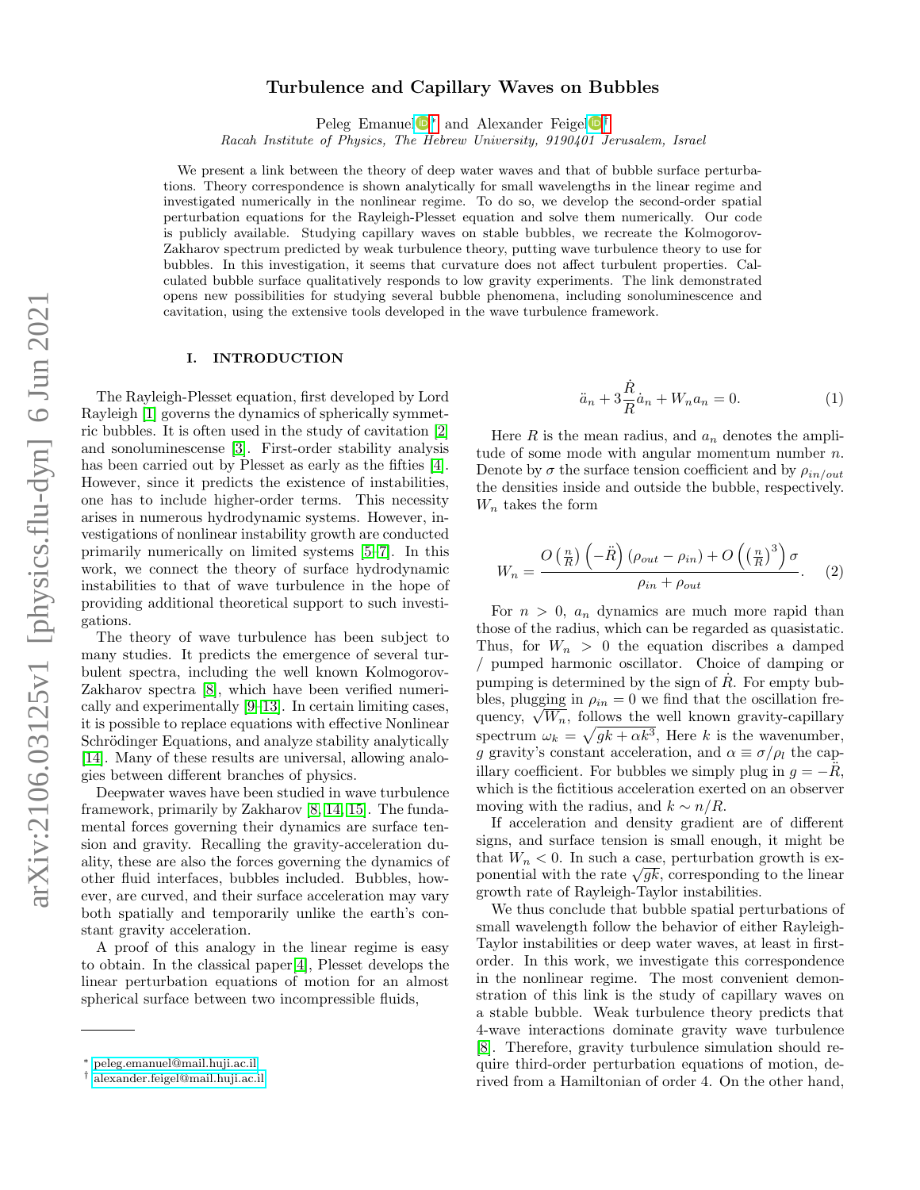# Turbulence and Capillary Waves on Bubbles

Peleg Emanuel[*] and Alexander Feigel[†]

*Racah Institute of Physics, The Hebrew University, 9190401 Jerusalem, Israel*

We present a link between the theory of deep water waves and that of bubble surface perturbations. Theory correspondence is shown analytically for small wavelengths in the linear regime and investigated numerically in the nonlinear regime. To do so, we develop the second-order spatial perturbation equations for the Rayleigh-Plesset equation and solve them numerically. Our code is publicly available. Studying capillary waves on stable bubbles, we recreate the Kolmogorov-Zakharov spectrum predicted by weak turbulence theory, putting wave turbulence theory to use for bubbles. In this investigation, it seems that curvature does not affect turbulent properties. Calculated bubble surface qualitatively responds to low gravity experiments. The link demonstrated opens new possibilities for studying several bubble phenomena, including sonoluminescence and cavitation, using the extensive tools developed in the wave turbulence framework.

## I. INTRODUCTION

The Rayleigh-Plesset equation, first developed by Lord Rayleigh [1] governs the dynamics of spherically symmetric bubbles. It is often used in the study of cavitation [2] and sonoluminescense [3]. First-order stability analysis has been carried out by Plesset as early as the fifties [4]. However, since it predicts the existence of instabilities, one has to include higher-order terms. This necessity arises in numerous hydrodynamic systems. However, investigations of nonlinear instability growth are conducted primarily numerically on limited systems [5–7]. In this work, we connect the theory of surface hydrodynamic instabilities to that of wave turbulence in the hope of providing additional theoretical support to such investigations.

The theory of wave turbulence has been subject to many studies. It predicts the emergence of several turbulent spectra, including the well known Kolmogorov-Zakharov spectra [8], which have been verified numerically and experimentally [9–13]. In certain limiting cases, it is possible to replace equations with effective Nonlinear Schrödinger Equations, and analyze stability analytically [14]. Many of these results are universal, allowing analogies between different branches of physics.

Deepwater waves have been studied in wave turbulence framework, primarily by Zakharov [8, 14, 15]. The fundamental forces governing their dynamics are surface tension and gravity. Recalling the gravity-acceleration duality, these are also the forces governing the dynamics of other fluid interfaces, bubbles included. Bubbles, however, are curved, and their surface acceleration may vary both spatially and temporarily unlike the earth's constant gravity acceleration.

A proof of this analogy in the linear regime is easy to obtain. In the classical paper[4], Plesset develops the linear perturbation equations of motion for an almost spherical surface between two incompressible fluids,

$$\ddot{a}_n + 3\frac{\dot{R}}{R}\dot{a}_n + W_n a_n = 0. \tag{1}$$

Here $R$ is the mean radius, and $a_n$ denotes the amplitude of some mode with angular momentum number $n$. Denote by $\sigma$ the surface tension coefficient and by $\rho_{in/out}$ the densities inside and outside the bubble, respectively. $W_n$ takes the form

$$W_n = \frac{O\left(\frac{n}{R}\right)\left(-\ddot{R}\right)\left(\rho_{out} - \rho_{in}\right) + O\left(\left(\frac{n}{R}\right)^3\right)\sigma}{\rho_{in} + \rho_{out}}. \tag{2}$$

For $n > 0$, $a_n$ dynamics are much more rapid than those of the radius, which can be regarded as quasistatic. Thus, for $W_n > 0$ the equation discribes a damped / pumped harmonic oscillator. Choice of damping or pumping is determined by the sign of $\dot{R}$. For empty bubbles, plugging in $\rho_{in} = 0$ we find that the oscillation frequency, $\sqrt{W_n}$, follows the well known gravity-capillary spectrum $\omega_k = \sqrt{gk + \alpha k^3}$, Here $k$ is the wavenumber, $g$ gravity's constant acceleration, and $\alpha \equiv \sigma/\rho_l$ the capillary coefficient. For bubbles we simply plug in $g = -\ddot{R}$, which is the fictitious acceleration exerted on an observer moving with the radius, and $k \sim n/R$.

If acceleration and density gradient are of different signs, and surface tension is small enough, it might be that $W_n < 0$. In such a case, perturbation growth is exponential with the rate $\sqrt{gk}$, corresponding to the linear growth rate of Rayleigh-Taylor instabilities.

We thus conclude that bubble spatial perturbations of small wavelength follow the behavior of either Rayleigh-Taylor instabilities or deep water waves, at least in first-order. In this work, we investigate this correspondence in the nonlinear regime. The most convenient demonstration of this link is the study of capillary waves on a stable bubble. Weak turbulence theory predicts that 4-wave interactions dominate gravity wave turbulence [8]. Therefore, gravity turbulence simulation should require third-order perturbation equations of motion, derived from a Hamiltonian of order 4. On the other hand,

[*] peleg.emanuel@mail.huji.ac.il
[†] alexander.feigel@mail.huji.ac.il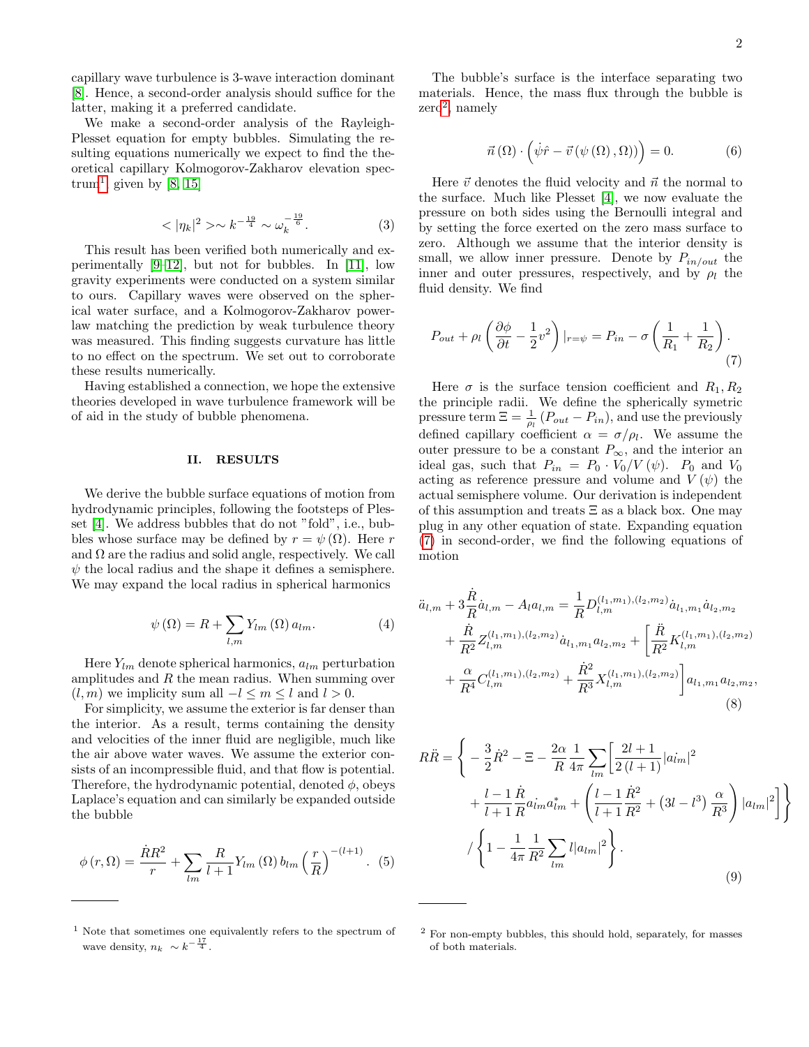capillary wave turbulence is 3-wave interaction dominant [8]. Hence, a second-order analysis should suffice for the latter, making it a preferred candidate.

We make a second-order analysis of the Rayleigh-Plesset equation for empty bubbles. Simulating the resulting equations numerically we expect to find the theoretical capillary Kolmogorov-Zakharov elevation spectrum[1], given by [8, 15]

$$< |\eta_k|^2 > \sim k^{-\frac{19}{4}} \sim \omega_k^{-\frac{19}{6}}. \tag{3}$$

This result has been verified both numerically and experimentally [9–12], but not for bubbles. In [11], low gravity experiments were conducted on a system similar to ours. Capillary waves were observed on the spherical water surface, and a Kolmogorov-Zakharov power-law matching the prediction by weak turbulence theory was measured. This finding suggests curvature has little to no effect on the spectrum. We set out to corroborate these results numerically.

Having established a connection, we hope the extensive theories developed in wave turbulence framework will be of aid in the study of bubble phenomena.

## II. RESULTS

We derive the bubble surface equations of motion from hydrodynamic principles, following the footsteps of Plesset [4]. We address bubbles that do not "fold", i.e., bubbles whose surface may be defined by $r = \psi(\Omega)$. Here $r$ and $\Omega$ are the radius and solid angle, respectively. We call $\psi$ the local radius and the shape it defines a semisphere. We may expand the local radius in spherical harmonics

$$\psi(\Omega) = R + \sum_{l,m} Y_{lm}(\Omega)\, a_{lm}. \tag{4}$$

Here $Y_{lm}$ denote spherical harmonics, $a_{lm}$ perturbation amplitudes and $R$ the mean radius. When summing over $(l, m)$ we implicity sum all $-l \le m \le l$ and $l > 0$.

For simplicity, we assume the exterior is far denser than the interior. As a result, terms containing the density and velocities of the inner fluid are negligible, much like the air above water waves. We assume the exterior consists of an incompressible fluid, and that flow is potential. Therefore, the hydrodynamic potential, denoted $\phi$, obeys Laplace's equation and can similarly be expanded outside the bubble

$$\phi(r, \Omega) = \frac{\dot{R}R^2}{r} + \sum_{lm} \frac{R}{l+1} Y_{lm}(\Omega)\, b_{lm} \left(\frac{r}{R}\right)^{-(l+1)}. \tag{5}$$

The bubble's surface is the interface separating two materials. Hence, the mass flux through the bubble is zero[2], namely

$$\vec{n}(\Omega) \cdot \left(\dot{\psi}\hat{r} - \vec{v}(\psi(\Omega), \Omega)\right) = 0. \tag{6}$$

Here $\vec{v}$ denotes the fluid velocity and $\vec{n}$ the normal to the surface. Much like Plesset [4], we now evaluate the pressure on both sides using the Bernoulli integral and by setting the force exerted on the zero mass surface to zero. Although we assume that the interior density is small, we allow inner pressure. Denote by $P_{in/out}$ the inner and outer pressures, respectively, and by $\rho_l$ the fluid density. We find

$$P_{out} + \rho_l \left(\frac{\partial \phi}{\partial t} - \frac{1}{2}v^2\right)|_{r=\psi} = P_{in} - \sigma\left(\frac{1}{R_1} + \frac{1}{R_2}\right). \tag{7}$$

Here $\sigma$ is the surface tension coefficient and $R_1, R_2$ the principle radii. We define the spherically symetric pressure term $\Xi = \frac{1}{\rho_l}(P_{out} - P_{in})$, and use the previously defined capillary coefficient $\alpha = \sigma/\rho_l$. We assume the outer pressure to be a constant $P_\infty$, and the interior an ideal gas, such that $P_{in} = P_0 \cdot V_0/V(\psi)$. $P_0$ and $V_0$ acting as reference pressure and volume and $V(\psi)$ the actual semisphere volume. Our derivation is independent of this assumption and treats $\Xi$ as a black box. One may plug in any other equation of state. Expanding equation (7) in second-order, we find the following equations of motion

$$\begin{aligned}
\ddot{a}_{l,m} + 3\frac{\dot{R}}{R}\dot{a}_{l,m} - A_l a_{l,m} &= \frac{1}{R} D_{l,m}^{(l_1,m_1),(l_2,m_2)} \dot{a}_{l_1,m_1}\dot{a}_{l_2,m_2} \\
&+ \frac{\dot{R}}{R^2} Z_{l,m}^{(l_1,m_1),(l_2,m_2)} \dot{a}_{l_1,m_1} a_{l_2,m_2} + \left[\frac{\ddot{R}}{R^2} K_{l,m}^{(l_1,m_1),(l_2,m_2)} \right.\\
&\left. + \frac{\alpha}{R^4} C_{l,m}^{(l_1,m_1),(l_2,m_2)} + \frac{\dot{R}^2}{R^3} X_{l,m}^{(l_1,m_1),(l_2,m_2)}\right] a_{l_1,m_1} a_{l_2,m_2},
\end{aligned} \tag{8}$$

$$\begin{aligned}
R\ddot{R} = \Bigg\{ &-\frac{3}{2}\dot{R}^2 - \Xi - \frac{2\alpha}{R}\frac{1}{4\pi}\sum_{lm}\Bigg[\frac{2l+1}{2(l+1)}|\dot{a_{lm}}|^2 \\
&+ \frac{l-1}{l+1}\frac{\dot{R}}{R}\dot{a_{lm}} a_{lm}^* + \left(\frac{l-1}{l+1}\frac{\dot{R}^2}{R^2} + \left(3l - l^3\right)\frac{\alpha}{R^3}\right)|a_{lm}|^2\Bigg]\Bigg\} \\
&/ \left\{1 - \frac{1}{4\pi}\frac{1}{R^2}\sum_{lm} l|a_{lm}|^2\right\}.
\end{aligned} \tag{9}$$

[1] Note that sometimes one equivalently refers to the spectrum of wave density, $n_k \sim k^{-\frac{17}{4}}$.

[2] For non-empty bubbles, this should hold, separately, for masses of both materials.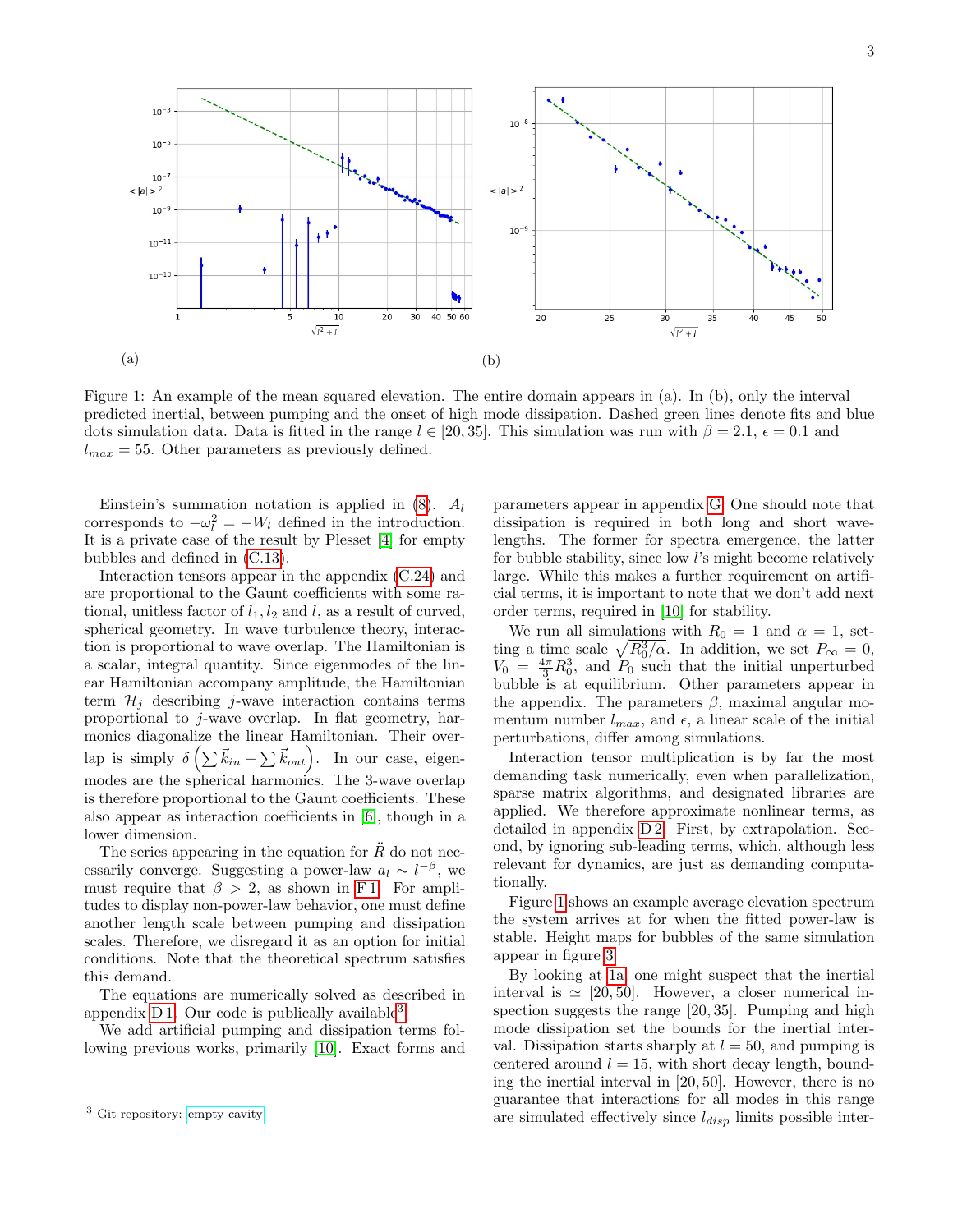$10^{-3}$
$10^{-5}$
$10^{-7}$
$< |a| >^2$
$10^{-9}$
$10^{-11}$
$10^{-13}$
1 5 10 20 30 40 50 60
$\sqrt{l^2+l}$

(a)

$10^{-8}$
$< |a| >^2$
$10^{-9}$
20 25 30 35 40 45 50
$\sqrt{l^2+l}$

(b)

Figure 1: An example of the mean squared elevation. The entire domain appears in (a). In (b), only the interval predicted inertial, between pumping and the onset of high mode dissipation. Dashed green lines denote fits and blue dots simulation data. Data is fitted in the range $l \in [20, 35]$. This simulation was run with $\beta = 2.1$, $\epsilon = 0.1$ and $l_{max} = 55$. Other parameters as previously defined.

Einstein's summation notation is applied in (8). $A_l$ corresponds to $-\omega_l^2 = -W_l$ defined in the introduction. It is a private case of the result by Plesset [4] for empty bubbles and defined in (C.13).

Interaction tensors appear in the appendix (C.24) and are proportional to the Gaunt coefficients with some rational, unitless factor of $l_1, l_2$ and $l$, as a result of curved, spherical geometry. In wave turbulence theory, interaction is proportional to wave overlap. The Hamiltonian is a scalar, integral quantity. Since eigenmodes of the linear Hamiltonian accompany amplitude, the Hamiltonian term $\mathcal{H}_j$ describing $j$-wave interaction contains terms proportional to $j$-wave overlap. In flat geometry, harmonics diagonalize the linear Hamiltonian. Their overlap is simply $\delta\left(\sum \vec{k}_{in} - \sum \vec{k}_{out}\right)$. In our case, eigenmodes are the spherical harmonics. The 3-wave overlap is therefore proportional to the Gaunt coefficients. These also appear as interaction coefficients in [6], though in a lower dimension.

The series appearing in the equation for $\ddot{R}$ do not necessarily converge. Suggesting a power-law $a_l \sim l^{-\beta}$, we must require that $\beta > 2$, as shown in F 1. For amplitudes to display non-power-law behavior, one must define another length scale between pumping and dissipation scales. Therefore, we disregard it as an option for initial conditions. Note that the theoretical spectrum satisfies this demand.

The equations are numerically solved as described in appendix D 1. Our code is publically available[3].

We add artificial pumping and dissipation terms following previous works, primarily [10]. Exact forms and parameters appear in appendix G. One should note that dissipation is required in both long and short wavelengths. The former for spectra emergence, the latter for bubble stability, since low $l$'s might become relatively large. While this makes a further requirement on artificial terms, it is important to note that we don't add next order terms, required in [10] for stability.

We run all simulations with $R_0 = 1$ and $\alpha = 1$, setting a time scale $\sqrt{R_0^3/\alpha}$. In addition, we set $P_\infty = 0$, $V_0 = \frac{4\pi}{3}R_0^3$, and $P_0$ such that the initial unperturbed bubble is at equilibrium. Other parameters appear in the appendix. The parameters $\beta$, maximal angular momentum number $l_{max}$, and $\epsilon$, a linear scale of the initial perturbations, differ among simulations.

Interaction tensor multiplication is by far the most demanding task numerically, even when parallelization, sparse matrix algorithms, and designated libraries are applied. We therefore approximate nonlinear terms, as detailed in appendix D 2. First, by extrapolation. Second, by ignoring sub-leading terms, which, although less relevant for dynamics, are just as demanding computationally.

Figure 1 shows an example average elevation spectrum the system arrives at for when the fitted power-law is stable. Height maps for bubbles of the same simulation appear in figure 3.

By looking at 1a, one might suspect that the inertial interval is $\simeq [20, 50]$. However, a closer numerical inspection suggests the range $[20, 35]$. Pumping and high mode dissipation set the bounds for the inertial interval. Dissipation starts sharply at $l = 50$, and pumping is centered around $l = 15$, with short decay length, bounding the inertial interval in $[20, 50]$. However, there is no guarantee that interactions for all modes in this range are simulated effectively since $l_{disp}$ limits possible inter-

[3] Git repository: empty cavity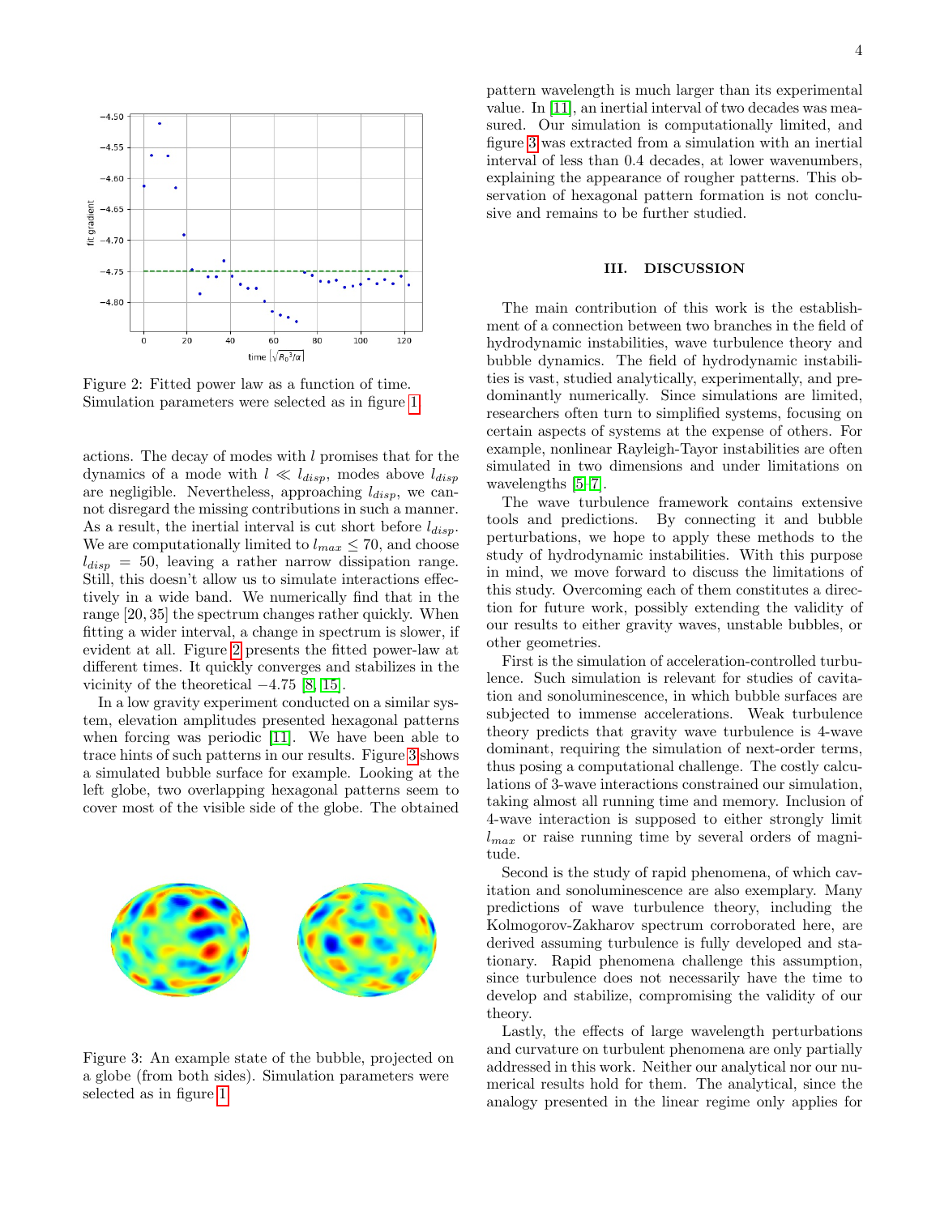−4.50
−4.55
−4.60
−4.65
−4.70
−4.75
−4.80
fit gradient
0 20 40 60 80 100 120
time $[\sqrt{R_0^3/\alpha}]$

Figure 2: Fitted power law as a function of time. Simulation parameters were selected as in figure 1.

actions. The decay of modes with $l$ promises that for the dynamics of a mode with $l \ll l_{disp}$, modes above $l_{disp}$ are negligible. Nevertheless, approaching $l_{disp}$, we cannot disregard the missing contributions in such a manner. As a result, the inertial interval is cut short before $l_{disp}$. We are computationally limited to $l_{max} \leq 70$, and choose $l_{disp} = 50$, leaving a rather narrow dissipation range. Still, this doesn't allow us to simulate interactions effectively in a wide band. We numerically find that in the range $[20, 35]$ the spectrum changes rather quickly. When fitting a wider interval, a change in spectrum is slower, if evident at all. Figure 2 presents the fitted power-law at different times. It quickly converges and stabilizes in the vicinity of the theoretical $-4.75$ [8, 15].

In a low gravity experiment conducted on a similar system, elevation amplitudes presented hexagonal patterns when forcing was periodic [11]. We have been able to trace hints of such patterns in our results. Figure 3 shows a simulated bubble surface for example. Looking at the left globe, two overlapping hexagonal patterns seem to cover most of the visible side of the globe. The obtained

Figure 3: An example state of the bubble, projected on a globe (from both sides). Simulation parameters were selected as in figure 1.

pattern wavelength is much larger than its experimental value. In [11], an inertial interval of two decades was measured. Our simulation is computationally limited, and figure 3 was extracted from a simulation with an inertial interval of less than 0.4 decades, at lower wavenumbers, explaining the appearance of rougher patterns. This observation of hexagonal pattern formation is not conclusive and remains to be further studied.

## III. DISCUSSION

The main contribution of this work is the establishment of a connection between two branches in the field of hydrodynamic instabilities, wave turbulence theory and bubble dynamics. The field of hydrodynamic instabilities is vast, studied analytically, experimentally, and predominantly numerically. Since simulations are limited, researchers often turn to simplified systems, focusing on certain aspects of systems at the expense of others. For example, nonlinear Rayleigh-Tayor instabilities are often simulated in two dimensions and under limitations on wavelengths [5–7].

The wave turbulence framework contains extensive tools and predictions. By connecting it and bubble perturbations, we hope to apply these methods to the study of hydrodynamic instabilities. With this purpose in mind, we move forward to discuss the limitations of this study. Overcoming each of them constitutes a direction for future work, possibly extending the validity of our results to either gravity waves, unstable bubbles, or other geometries.

First is the simulation of acceleration-controlled turbulence. Such simulation is relevant for studies of cavitation and sonoluminescence, in which bubble surfaces are subjected to immense accelerations. Weak turbulence theory predicts that gravity wave turbulence is 4-wave dominant, requiring the simulation of next-order terms, thus posing a computational challenge. The costly calculations of 3-wave interactions constrained our simulation, taking almost all running time and memory. Inclusion of 4-wave interaction is supposed to either strongly limit $l_{max}$ or raise running time by several orders of magnitude.

Second is the study of rapid phenomena, of which cavitation and sonoluminescence are also exemplary. Many predictions of wave turbulence theory, including the Kolmogorov-Zakharov spectrum corroborated here, are derived assuming turbulence is fully developed and stationary. Rapid phenomena challenge this assumption, since turbulence does not necessarily have the time to develop and stabilize, compromising the validity of our theory.

Lastly, the effects of large wavelength perturbations and curvature on turbulent phenomena are only partially addressed in this work. Neither our analytical nor our numerical results hold for them. The analytical, since the analogy presented in the linear regime only applies for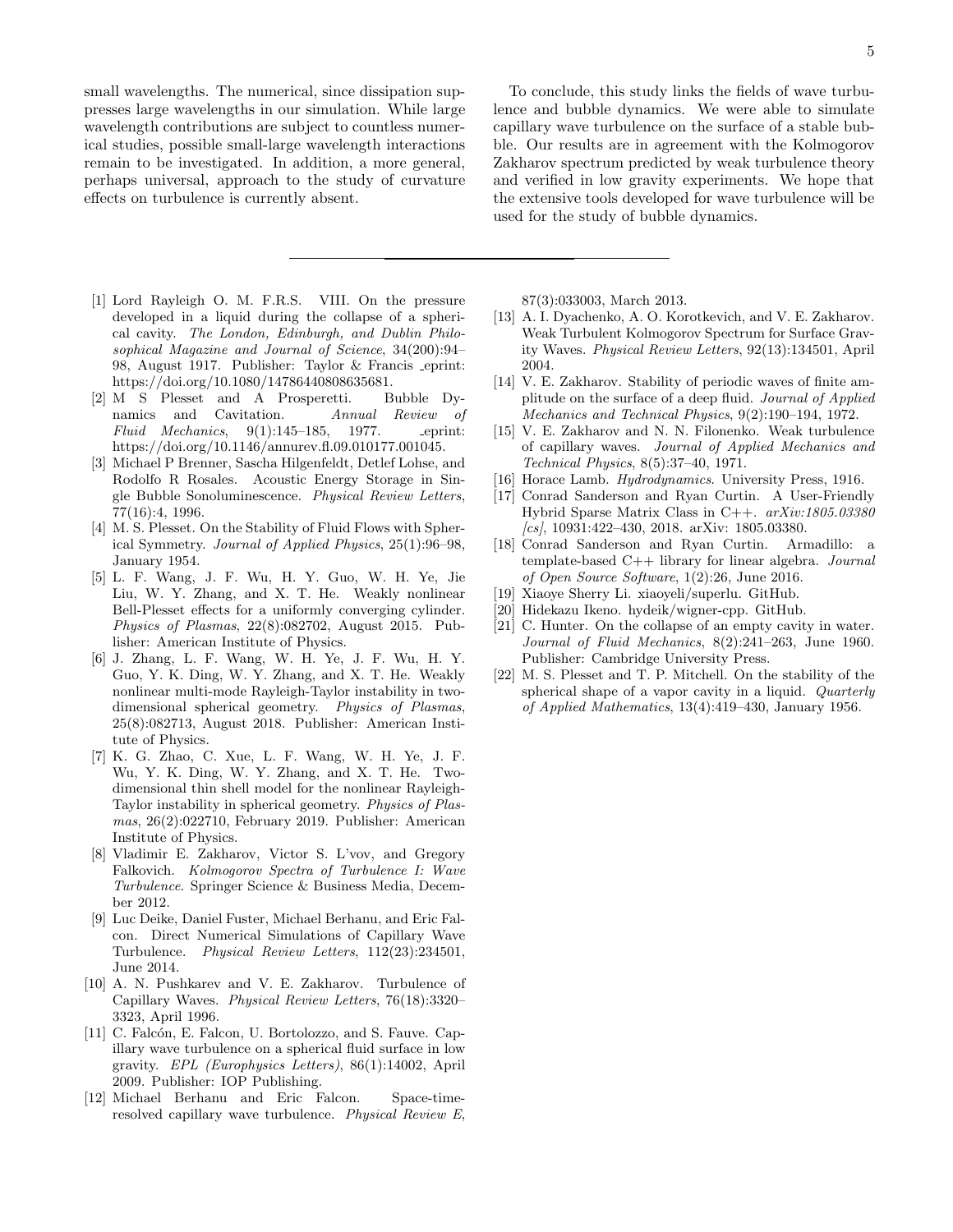small wavelengths. The numerical, since dissipation suppresses large wavelengths in our simulation. While large wavelength contributions are subject to countless numerical studies, possible small-large wavelength interactions remain to be investigated. In addition, a more general, perhaps universal, approach to the study of curvature effects on turbulence is currently absent.

To conclude, this study links the fields of wave turbulence and bubble dynamics. We were able to simulate capillary wave turbulence on the surface of a stable bubble. Our results are in agreement with the Kolmogorov Zakharov spectrum predicted by weak turbulence theory and verified in low gravity experiments. We hope that the extensive tools developed for wave turbulence will be used for the study of bubble dynamics.

---

[1] Lord Rayleigh O. M. F.R.S. VIII. On the pressure developed in a liquid during the collapse of a spherical cavity. *The London, Edinburgh, and Dublin Philosophical Magazine and Journal of Science*, 34(200):94–98, August 1917. Publisher: Taylor & Francis _eprint: https://doi.org/10.1080/14786440808635681.

[2] M S Plesset and A Prosperetti. Bubble Dynamics and Cavitation. *Annual Review of Fluid Mechanics*, 9(1):145–185, 1977. _eprint: https://doi.org/10.1146/annurev.fl.09.010177.001045.

[3] Michael P Brenner, Sascha Hilgenfeldt, Detlef Lohse, and Rodolfo R Rosales. Acoustic Energy Storage in Single Bubble Sonoluminescence. *Physical Review Letters*, 77(16):4, 1996.

[4] M. S. Plesset. On the Stability of Fluid Flows with Spherical Symmetry. *Journal of Applied Physics*, 25(1):96–98, January 1954.

[5] L. F. Wang, J. F. Wu, H. Y. Guo, W. H. Ye, Jie Liu, W. Y. Zhang, and X. T. He. Weakly nonlinear Bell-Plesset effects for a uniformly converging cylinder. *Physics of Plasmas*, 22(8):082702, August 2015. Publisher: American Institute of Physics.

[6] J. Zhang, L. F. Wang, W. H. Ye, J. F. Wu, H. Y. Guo, Y. K. Ding, W. Y. Zhang, and X. T. He. Weakly nonlinear multi-mode Rayleigh-Taylor instability in two-dimensional spherical geometry. *Physics of Plasmas*, 25(8):082713, August 2018. Publisher: American Institute of Physics.

[7] K. G. Zhao, C. Xue, L. F. Wang, W. H. Ye, J. F. Wu, Y. K. Ding, W. Y. Zhang, and X. T. He. Two-dimensional thin shell model for the nonlinear Rayleigh-Taylor instability in spherical geometry. *Physics of Plasmas*, 26(2):022710, February 2019. Publisher: American Institute of Physics.

[8] Vladimir E. Zakharov, Victor S. L'vov, and Gregory Falkovich. *Kolmogorov Spectra of Turbulence I: Wave Turbulence*. Springer Science & Business Media, December 2012.

[9] Luc Deike, Daniel Fuster, Michael Berhanu, and Eric Falcon. Direct Numerical Simulations of Capillary Wave Turbulence. *Physical Review Letters*, 112(23):234501, June 2014.

[10] A. N. Pushkarev and V. E. Zakharov. Turbulence of Capillary Waves. *Physical Review Letters*, 76(18):3320–3323, April 1996.

[11] C. Falcón, E. Falcon, U. Bortolozzo, and S. Fauve. Capillary wave turbulence on a spherical fluid surface in low gravity. *EPL (Europhysics Letters)*, 86(1):14002, April 2009. Publisher: IOP Publishing.

[12] Michael Berhanu and Eric Falcon. Space-time-resolved capillary wave turbulence. *Physical Review E*, 87(3):033003, March 2013.

[13] A. I. Dyachenko, A. O. Korotkevich, and V. E. Zakharov. Weak Turbulent Kolmogorov Spectrum for Surface Gravity Waves. *Physical Review Letters*, 92(13):134501, April 2004.

[14] V. E. Zakharov. Stability of periodic waves of finite amplitude on the surface of a deep fluid. *Journal of Applied Mechanics and Technical Physics*, 9(2):190–194, 1972.

[15] V. E. Zakharov and N. N. Filonenko. Weak turbulence of capillary waves. *Journal of Applied Mechanics and Technical Physics*, 8(5):37–40, 1971.

[16] Horace Lamb. *Hydrodynamics*. University Press, 1916.

[17] Conrad Sanderson and Ryan Curtin. A User-Friendly Hybrid Sparse Matrix Class in C++. *arXiv:1805.03380 [cs]*, 10931:422–430, 2018. arXiv: 1805.03380.

[18] Conrad Sanderson and Ryan Curtin. Armadillo: a template-based C++ library for linear algebra. *Journal of Open Source Software*, 1(2):26, June 2016.

[19] Xiaoye Sherry Li. xiaoyeli/superlu. GitHub.

[20] Hidekazu Ikeno. hydeik/wigner-cpp. GitHub.

[21] C. Hunter. On the collapse of an empty cavity in water. *Journal of Fluid Mechanics*, 8(2):241–263, June 1960. Publisher: Cambridge University Press.

[22] M. S. Plesset and T. P. Mitchell. On the stability of the spherical shape of a vapor cavity in a liquid. *Quarterly of Applied Mathematics*, 13(4):419–430, January 1956.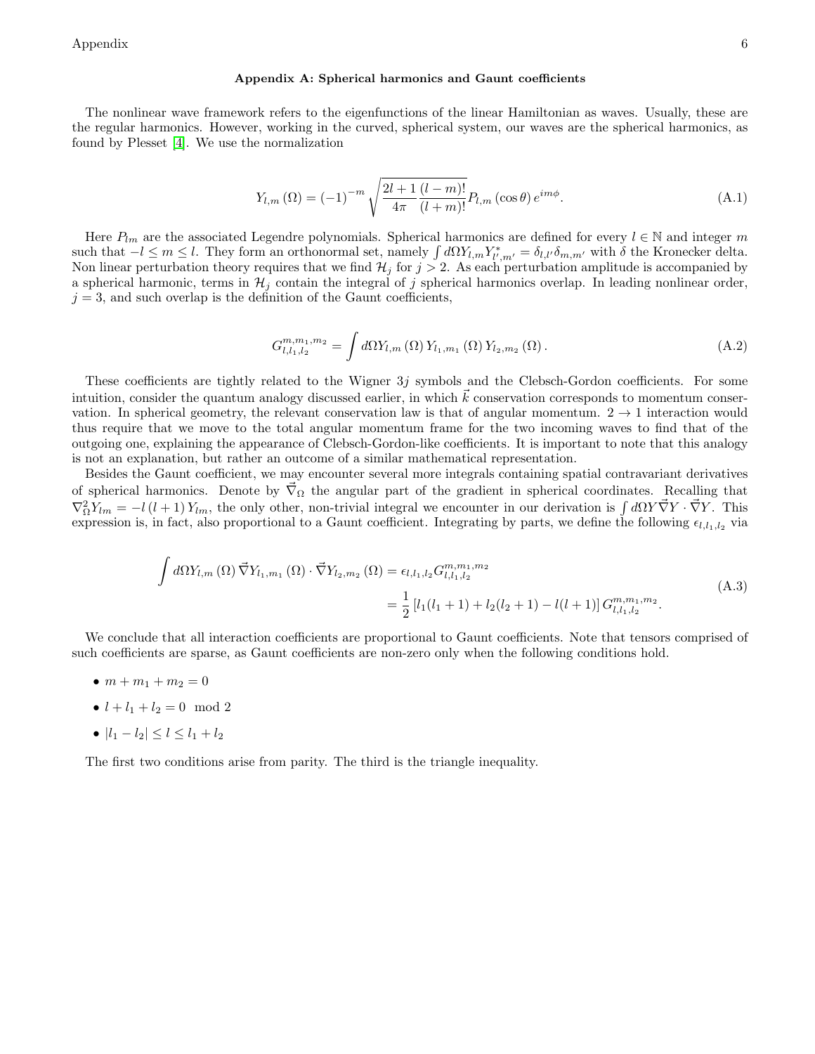### Appendix A: Spherical harmonics and Gaunt coefficients

The nonlinear wave framework refers to the eigenfunctions of the linear Hamiltonian as waves. Usually, these are the regular harmonics. However, working in the curved, spherical system, our waves are the spherical harmonics, as found by Plesset [4]. We use the normalization

$$Y_{l,m}\left(\Omega\right) = \left(-1\right)^{-m}\sqrt{\frac{2l+1}{4\pi}\frac{(l-m)!}{(l+m)!}}P_{l,m}\left(\cos\theta\right)e^{im\phi}. \tag{A.1}$$

Here $P_{lm}$ are the associated Legendre polynomials. Spherical harmonics are defined for every $l \in \mathbb{N}$ and integer $m$ such that $-l \leq m \leq l$. They form an orthonormal set, namely $\int d\Omega Y_{l,m} Y^{*}_{l',m'} = \delta_{l,l'}\delta_{m,m'}$ with $\delta$ the Kronecker delta. Non linear perturbation theory requires that we find $\mathcal{H}_j$ for $j > 2$. As each perturbation amplitude is accompanied by a spherical harmonic, terms in $\mathcal{H}_j$ contain the integral of $j$ spherical harmonics overlap. In leading nonlinear order, $j = 3$, and such overlap is the definition of the Gaunt coefficients,

$$G^{m,m_1,m_2}_{l,l_1,l_2} = \int d\Omega Y_{l,m}\left(\Omega\right)Y_{l_1,m_1}\left(\Omega\right)Y_{l_2,m_2}\left(\Omega\right). \tag{A.2}$$

These coefficients are tightly related to the Wigner $3j$ symbols and the Clebsch-Gordon coefficients. For some intuition, consider the quantum analogy discussed earlier, in which $\vec{k}$ conservation corresponds to momentum conservation. In spherical geometry, the relevant conservation law is that of angular momentum. $2 \to 1$ interaction would thus require that we move to the total angular momentum frame for the two incoming waves to find that of the outgoing one, explaining the appearance of Clebsch-Gordon-like coefficients. It is important to note that this analogy is not an explanation, but rather an outcome of a similar mathematical representation.

Besides the Gaunt coefficient, we may encounter several more integrals containing spatial contravariant derivatives of spherical harmonics. Denote by $\vec{\nabla}_\Omega$ the angular part of the gradient in spherical coordinates. Recalling that $\nabla^2_\Omega Y_{lm} = -l\left(l+1\right)Y_{lm}$, the only other, non-trivial integral we encounter in our derivation is $\int d\Omega Y \vec{\nabla} Y \cdot \vec{\nabla} Y$. This expression is, in fact, also proportional to a Gaunt coefficient. Integrating by parts, we define the following $\epsilon_{l,l_1,l_2}$ via

$$\begin{aligned}\int d\Omega Y_{l,m}\left(\Omega\right)\vec{\nabla}Y_{l_1,m_1}\left(\Omega\right)\cdot\vec{\nabla}Y_{l_2,m_2}\left(\Omega\right) &= \epsilon_{l,l_1,l_2}G^{m,m_1,m_2}_{l,l_1,l_2} \\ &= \frac{1}{2}\left[l_1(l_1+1) + l_2(l_2+1) - l(l+1)\right]G^{m,m_1,m_2}_{l,l_1,l_2}.\end{aligned} \tag{A.3}$$

We conclude that all interaction coefficients are proportional to Gaunt coefficients. Note that tensors comprised of such coefficients are sparse, as Gaunt coefficients are non-zero only when the following conditions hold.

- $m + m_1 + m_2 = 0$
- $l + l_1 + l_2 = 0 \mod 2$
- $|l_1 - l_2| \leq l \leq l_1 + l_2$

The first two conditions arise from parity. The third is the triangle inequality.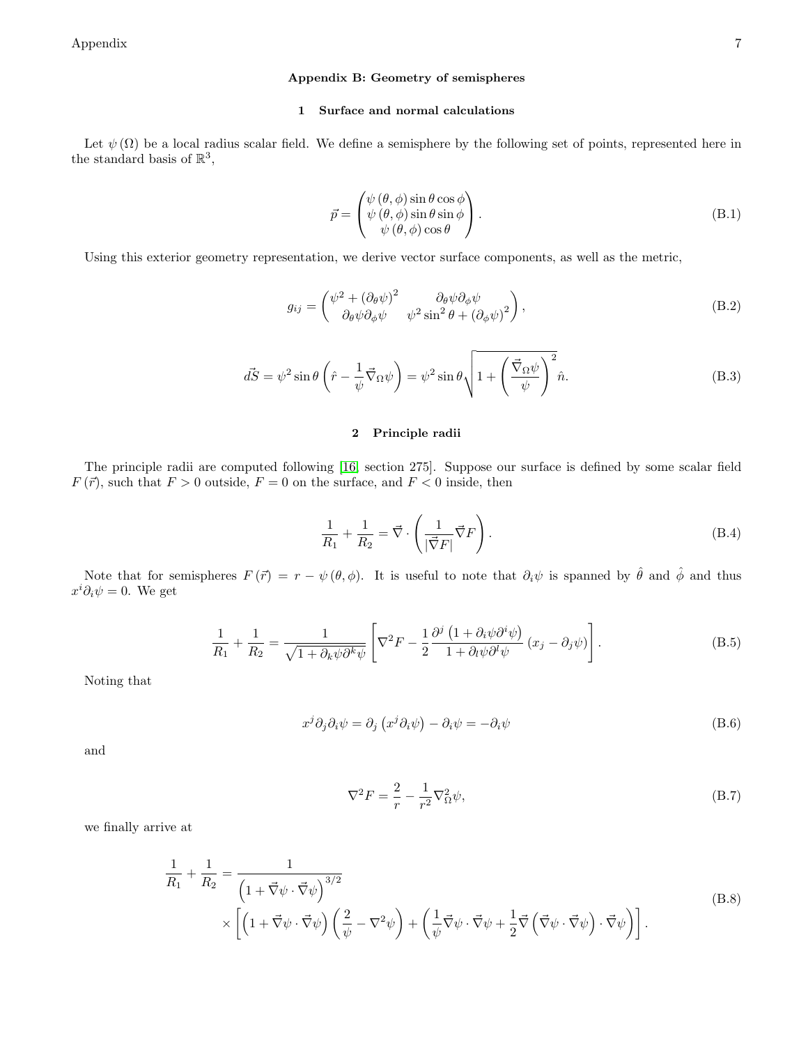# Appendix B: Geometry of semispheres

## 1 Surface and normal calculations

Let $\psi(\Omega)$ be a local radius scalar field. We define a semisphere by the following set of points, represented here in the standard basis of $\mathbb{R}^3$,

$$\vec{p} = \begin{pmatrix} \psi(\theta,\phi)\sin\theta\cos\phi \\ \psi(\theta,\phi)\sin\theta\sin\phi \\ \psi(\theta,\phi)\cos\theta \end{pmatrix}. \tag{B.1}$$

Using this exterior geometry representation, we derive vector surface components, as well as the metric,

$$g_{ij} = \begin{pmatrix} \psi^2 + (\partial_\theta\psi)^2 & \partial_\theta\psi\partial_\phi\psi \\ \partial_\theta\psi\partial_\phi\psi & \psi^2\sin^2\theta + (\partial_\phi\psi)^2 \end{pmatrix}, \tag{B.2}$$

$$\vec{dS} = \psi^2\sin\theta\left(\hat{r} - \frac{1}{\psi}\vec{\nabla}_\Omega\psi\right) = \psi^2\sin\theta\sqrt{1 + \left(\frac{\vec{\nabla}_\Omega\psi}{\psi}\right)^2}\,\hat{n}. \tag{B.3}$$

## 2 Principle radii

The principle radii are computed following [16, section 275]. Suppose our surface is defined by some scalar field $F(\vec{r})$, such that $F > 0$ outside, $F = 0$ on the surface, and $F < 0$ inside, then

$$\frac{1}{R_1} + \frac{1}{R_2} = \vec{\nabla}\cdot\left(\frac{1}{|\vec{\nabla}F|}\vec{\nabla}F\right). \tag{B.4}$$

Note that for semispheres $F(\vec{r}) = r - \psi(\theta,\phi)$. It is useful to note that $\partial_i\psi$ is spanned by $\hat{\theta}$ and $\hat{\phi}$ and thus $x^i\partial_i\psi = 0$. We get

$$\frac{1}{R_1} + \frac{1}{R_2} = \frac{1}{\sqrt{1 + \partial_k\psi\partial^k\psi}}\left[\nabla^2 F - \frac{1}{2}\frac{\partial^j\left(1 + \partial_i\psi\partial^i\psi\right)}{1 + \partial_l\psi\partial^l\psi}\left(x_j - \partial_j\psi\right)\right]. \tag{B.5}$$

Noting that

$$x^j\partial_j\partial_i\psi = \partial_j\left(x^j\partial_i\psi\right) - \partial_i\psi = -\partial_i\psi \tag{B.6}$$

and

$$\nabla^2 F = \frac{2}{r} - \frac{1}{r^2}\nabla^2_\Omega\psi, \tag{B.7}$$

we finally arrive at

$$\begin{aligned} \frac{1}{R_1} + \frac{1}{R_2} = &\frac{1}{\left(1 + \vec{\nabla}\psi\cdot\vec{\nabla}\psi\right)^{3/2}} \\ &\times\left[\left(1 + \vec{\nabla}\psi\cdot\vec{\nabla}\psi\right)\left(\frac{2}{\psi} - \nabla^2\psi\right) + \left(\frac{1}{\psi}\vec{\nabla}\psi\cdot\vec{\nabla}\psi + \frac{1}{2}\vec{\nabla}\left(\vec{\nabla}\psi\cdot\vec{\nabla}\psi\right)\cdot\vec{\nabla}\psi\right)\right]. \end{aligned} \tag{B.8}$$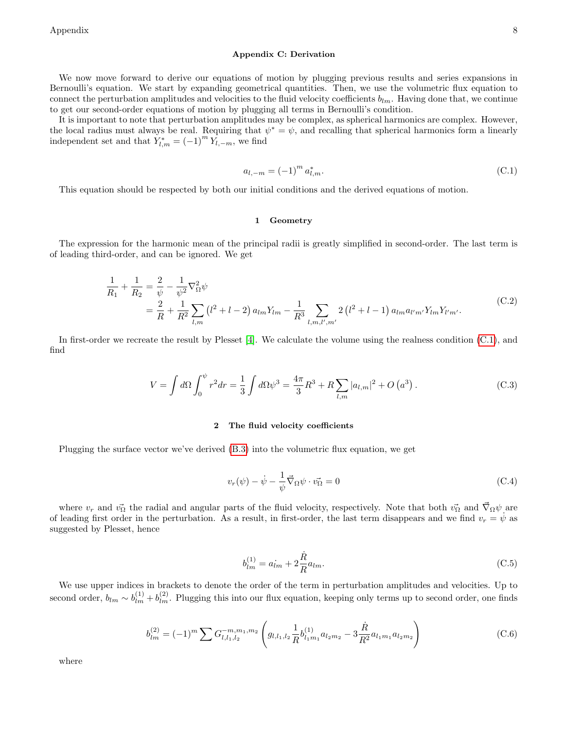### Appendix C: Derivation

We now move forward to derive our equations of motion by plugging previous results and series expansions in Bernoulli's equation. We start by expanding geometrical quantities. Then, we use the volumetric flux equation to connect the perturbation amplitudes and velocities to the fluid velocity coefficients $b_{lm}$. Having done that, we continue to get our second-order equations of motion by plugging all terms in Bernoulli's condition.

It is important to note that perturbation amplitudes may be complex, as spherical harmonics are complex. However, the local radius must always be real. Requiring that $\psi^* = \psi$, and recalling that spherical harmonics form a linearly independent set and that $Y^*_{l,m} = (-1)^m Y_{l,-m}$, we find

$$a_{l,-m} = (-1)^m a^*_{l,m}. \tag{C.1}$$

This equation should be respected by both our initial conditions and the derived equations of motion.

#### 1 Geometry

The expression for the harmonic mean of the principal radii is greatly simplified in second-order. The last term is of leading third-order, and can be ignored. We get

$$\begin{aligned}\frac{1}{R_1} + \frac{1}{R_2} &= \frac{2}{\psi} - \frac{1}{\psi^2}\nabla^2_\Omega \psi \\ &= \frac{2}{R} + \frac{1}{R^2}\sum_{l,m}\left(l^2+l-2\right)a_{lm}Y_{lm} - \frac{1}{R^3}\sum_{l,m,l',m'} 2\left(l^2+l-1\right)a_{lm}a_{l'm'}Y_{lm}Y_{l'm'}.\end{aligned} \tag{C.2}$$

In first-order we recreate the result by Plesset [4]. We calculate the volume using the realness condition (C.1), and find

$$V = \int d\Omega \int_0^\psi r^2 dr = \frac{1}{3}\int d\Omega \psi^3 = \frac{4\pi}{3}R^3 + R\sum_{l,m}\left|a_{l,m}\right|^2 + O\left(a^3\right). \tag{C.3}$$

#### 2 The fluid velocity coefficients

Plugging the surface vector we've derived (B.3) into the volumetric flux equation, we get

$$v_r(\psi) - \dot{\psi} - \frac{1}{\psi}\vec{\nabla}_\Omega \psi \cdot \vec{v_\Omega} = 0 \tag{C.4}$$

where $v_r$ and $\vec{v_\Omega}$ the radial and angular parts of the fluid velocity, respectively. Note that both $\vec{v_\Omega}$ and $\vec{\nabla}_\Omega \psi$ are of leading first order in the perturbation. As a result, in first-order, the last term disappears and we find $v_r = \dot{\psi}$ as suggested by Plesset, hence

$$b^{(1)}_{lm} = \dot{a_{lm}} + 2\frac{\dot{R}}{R}a_{lm}. \tag{C.5}$$

We use upper indices in brackets to denote the order of the term in perturbation amplitudes and velocities. Up to second order, $b_{lm} \sim b^{(1)}_{lm} + b^{(2)}_{lm}$. Plugging this into our flux equation, keeping only terms up to second order, one finds

$$b^{(2)}_{lm} = (-1)^m \sum G^{-m,m_1,m_2}_{l,l_1,l_2}\left(g_{l,l_1,l_2}\frac{1}{R}b^{(1)}_{l_1m_1}a_{l_2m_2} - 3\frac{\dot{R}}{R^2}a_{l_1m_1}a_{l_2m_2}\right) \tag{C.6}$$

where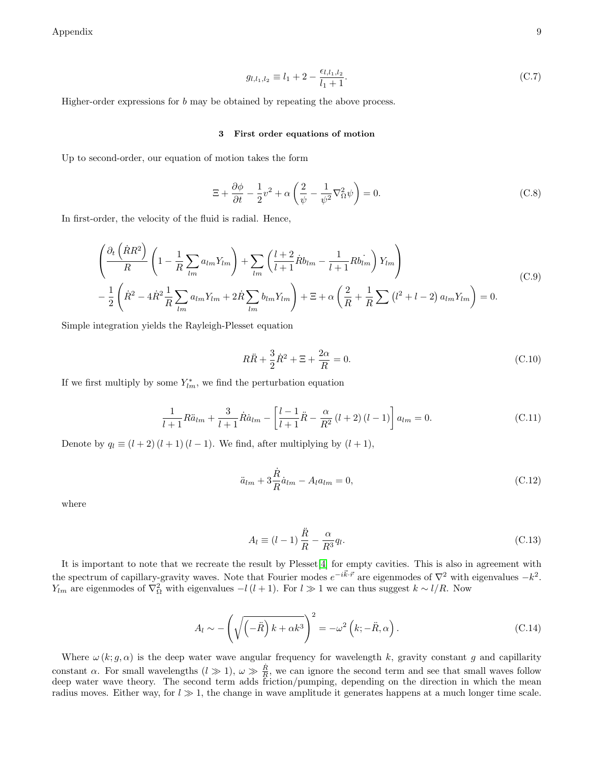$$g_{l,l_1,l_2} \equiv l_1 + 2 - \frac{\epsilon_{l,l_1,l_2}}{l_1+1}. \tag{C.7}$$

Higher-order expressions for $b$ may be obtained by repeating the above process.

### 3 First order equations of motion

Up to second-order, our equation of motion takes the form

$$\Xi + \frac{\partial \phi}{\partial t} - \frac{1}{2}v^2 + \alpha\left(\frac{2}{\psi} - \frac{1}{\psi^2}\nabla^2_\Omega \psi\right) = 0. \tag{C.8}$$

In first-order, the velocity of the fluid is radial. Hence,

$$\begin{gathered}\left(\frac{\partial_t\left(\dot{R}R^2\right)}{R}\left(1 - \frac{1}{R}\sum_{lm} a_{lm}Y_{lm}\right) + \sum_{lm}\left(\frac{l+2}{l+1}\dot{R}b_{lm} - \frac{1}{l+1}R\dot{b_{lm}}\right)Y_{lm}\right) \\ -\frac{1}{2}\left(\dot{R}^2 - 4\dot{R}^2\frac{1}{R}\sum_{lm} a_{lm}Y_{lm} + 2\dot{R}\sum_{lm} b_{lm}Y_{lm}\right) + \Xi + \alpha\left(\frac{2}{R} + \frac{1}{R}\sum\left(l^2+l-2\right)a_{lm}Y_{lm}\right) = 0.\end{gathered} \tag{C.9}$$

Simple integration yields the Rayleigh-Plesset equation

$$R\ddot{R} + \frac{3}{2}\dot{R}^2 + \Xi + \frac{2\alpha}{R} = 0. \tag{C.10}$$

If we first multiply by some $Y^*_{lm}$, we find the perturbation equation

$$\frac{1}{l+1}R\ddot{a}_{lm} + \frac{3}{l+1}\dot{R}\dot{a}_{lm} - \left[\frac{l-1}{l+1}\ddot{R} - \frac{\alpha}{R^2}\left(l+2\right)\left(l-1\right)\right]a_{lm} = 0. \tag{C.11}$$

Denote by $q_l \equiv (l+2)(l+1)(l-1)$. We find, after multiplying by $(l+1)$,

$$\ddot{a}_{lm} + 3\frac{\dot{R}}{R}\dot{a}_{lm} - A_l a_{lm} = 0, \tag{C.12}$$

where

$$A_l \equiv (l-1)\frac{\ddot{R}}{R} - \frac{\alpha}{R^3}q_l. \tag{C.13}$$

It is important to note that we recreate the result by Plesset[4] for empty cavities. This is also in agreement with the spectrum of capillary-gravity waves. Note that Fourier modes $e^{-i\vec{k}\cdot\vec{r}}$ are eigenmodes of $\nabla^2$ with eigenvalues $-k^2$. $Y_{lm}$ are eigenmodes of $\nabla^2_\Omega$ with eigenvalues $-l(l+1)$. For $l \gg 1$ we can thus suggest $k \sim l/R$. Now

$$A_l \sim -\left(\sqrt{\left(-\ddot{R}\right)k + \alpha k^3}\right)^2 = -\omega^2\left(k; -\ddot{R}, \alpha\right). \tag{C.14}$$

Where $\omega(k; g, \alpha)$ is the deep water wave angular frequency for wavelength $k$, gravity constant $g$ and capillarity constant $\alpha$. For small wavelengths ($l \gg 1$), $\omega \gg \frac{\dot{R}}{R}$, we can ignore the second term and see that small waves follow deep water wave theory. The second term adds friction/pumping, depending on the direction in which the mean radius moves. Either way, for $l \gg 1$, the change in wave amplitude it generates happens at a much longer time scale.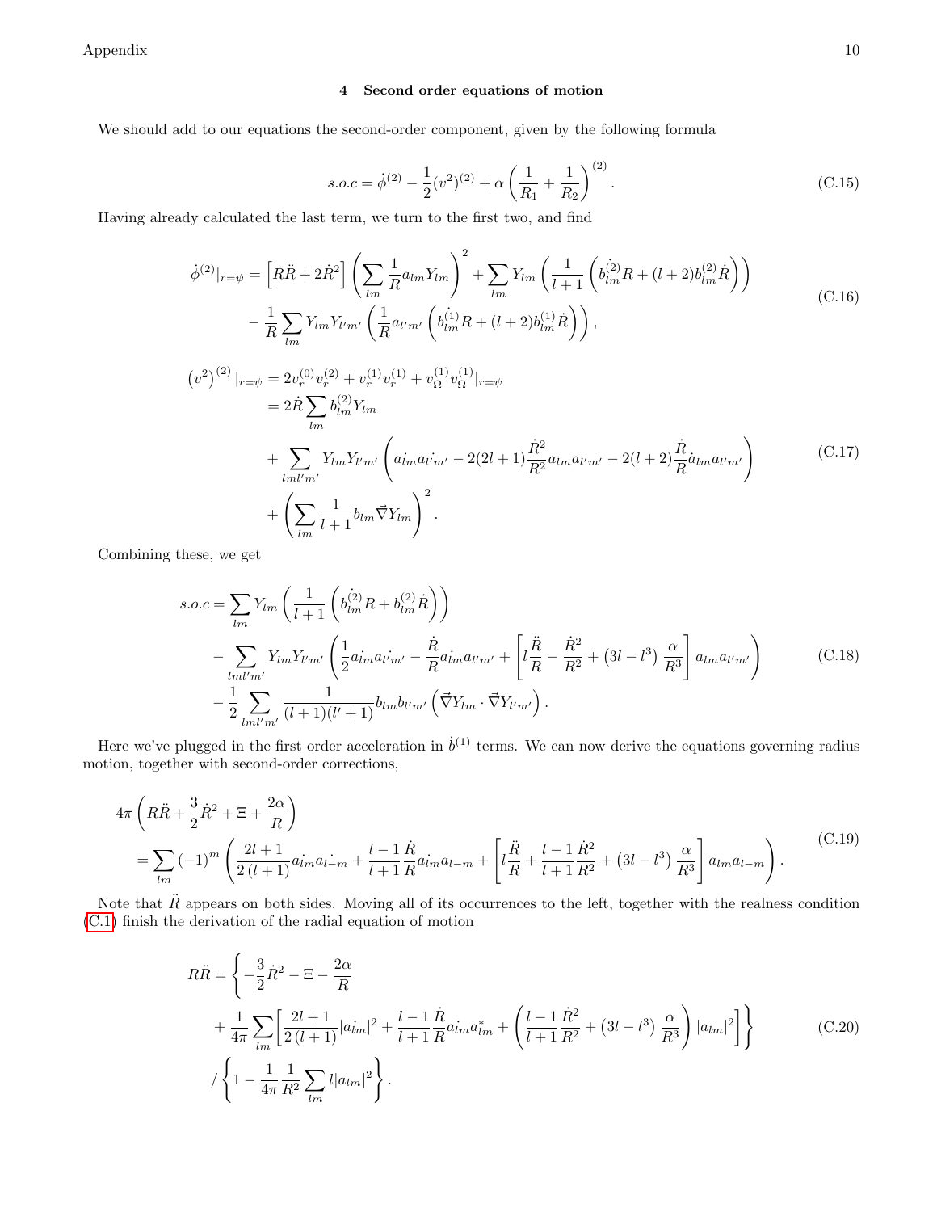## 4 Second order equations of motion

We should add to our equations the second-order component, given by the following formula

$$s.o.c = \dot{\phi}^{(2)} - \frac{1}{2}(v^2)^{(2)} + \alpha\left(\frac{1}{R_1} + \frac{1}{R_2}\right)^{(2)}. \tag{C.15}$$

Having already calculated the last term, we turn to the first two, and find

$$\begin{aligned}\dot{\phi}^{(2)}|_{r=\psi} &= \left[R\ddot{R} + 2\dot{R}^2\right]\left(\sum_{lm}\frac{1}{R}a_{lm}Y_{lm}\right)^2 + \sum_{lm}Y_{lm}\left(\frac{1}{l+1}\left(\dot{b}_{lm}^{(2)}R + (l+2)b_{lm}^{(2)}\dot{R}\right)\right)\\ &\quad - \frac{1}{R}\sum_{lm}Y_{lm}Y_{l'm'}\left(\frac{1}{R}a_{l'm'}\left(\dot{b}_{lm}^{(1)}R + (l+2)b_{lm}^{(1)}\dot{R}\right)\right),\end{aligned} \tag{C.16}$$

$$\begin{aligned}\left(v^2\right)^{(2)}|_{r=\psi} &= 2v_r^{(0)}v_r^{(2)} + v_r^{(1)}v_r^{(1)} + v_\Omega^{(1)}v_\Omega^{(1)}|_{r=\psi}\\ &= 2\dot{R}\sum_{lm}b_{lm}^{(2)}Y_{lm}\\ &\quad + \sum_{lml'm'}Y_{lm}Y_{l'm'}\left(\dot{a_{lm}}\dot{a_{l'm'}} - 2(2l+1)\frac{\dot{R}^2}{R^2}a_{lm}a_{l'm'} - 2(l+2)\frac{\dot{R}}{R}\dot{a}_{lm}a_{l'm'}\right)\\ &\quad + \left(\sum_{lm}\frac{1}{l+1}b_{lm}\vec{\nabla}Y_{lm}\right)^2.\end{aligned} \tag{C.17}$$

Combining these, we get

$$\begin{aligned}s.o.c &= \sum_{lm}Y_{lm}\left(\frac{1}{l+1}\left(\dot{b}_{lm}^{(2)}R + b_{lm}^{(2)}\dot{R}\right)\right)\\ &\quad - \sum_{lml'm'}Y_{lm}Y_{l'm'}\left(\frac{1}{2}\dot{a_{lm}}\dot{a_{l'm'}} - \frac{\dot{R}}{R}\dot{a_{lm}}a_{l'm'} + \left[l\frac{\ddot{R}}{R} - \frac{\dot{R}^2}{R^2} + \left(3l - l^3\right)\frac{\alpha}{R^3}\right]a_{lm}a_{l'm'}\right)\\ &\quad - \frac{1}{2}\sum_{lml'm'}\frac{1}{(l+1)(l'+1)}b_{lm}b_{l'm'}\left(\vec{\nabla}Y_{lm}\cdot\vec{\nabla}Y_{l'm'}\right).\end{aligned} \tag{C.18}$$

Here we've plugged in the first order acceleration in $\dot{b}^{(1)}$ terms. We can now derive the equations governing radius motion, together with second-order corrections,

$$\begin{aligned}&4\pi\left(R\ddot{R} + \frac{3}{2}\dot{R}^2 + \Xi + \frac{2\alpha}{R}\right)\\ &= \sum_{lm}(-1)^m\left(\frac{2l+1}{2(l+1)}\dot{a_{lm}}\dot{a_{l-m}} + \frac{l-1}{l+1}\frac{\dot{R}}{R}\dot{a_{lm}}a_{l-m} + \left[l\frac{\ddot{R}}{R} + \frac{l-1}{l+1}\frac{\dot{R}^2}{R^2} + \left(3l - l^3\right)\frac{\alpha}{R^3}\right]a_{lm}a_{l-m}\right).\end{aligned} \tag{C.19}$$

Note that $\ddot{R}$ appears on both sides. Moving all of its occurrences to the left, together with the realness condition (C.1) finish the derivation of the radial equation of motion

$$\begin{aligned}R\ddot{R} = &\left\{-\frac{3}{2}\dot{R}^2 - \Xi - \frac{2\alpha}{R}\right.\\ &\left.+ \frac{1}{4\pi}\sum_{lm}\left[\frac{2l+1}{2(l+1)}|\dot{a_{lm}}|^2 + \frac{l-1}{l+1}\frac{\dot{R}}{R}\dot{a_{lm}}a_{lm}^* + \left(\frac{l-1}{l+1}\frac{\dot{R}^2}{R^2} + \left(3l - l^3\right)\frac{\alpha}{R^3}\right)|a_{lm}|^2\right]\right\}\\ &/\left\{1 - \frac{1}{4\pi}\frac{1}{R^2}\sum_{lm}l|a_{lm}|^2\right\}.\end{aligned} \tag{C.20}$$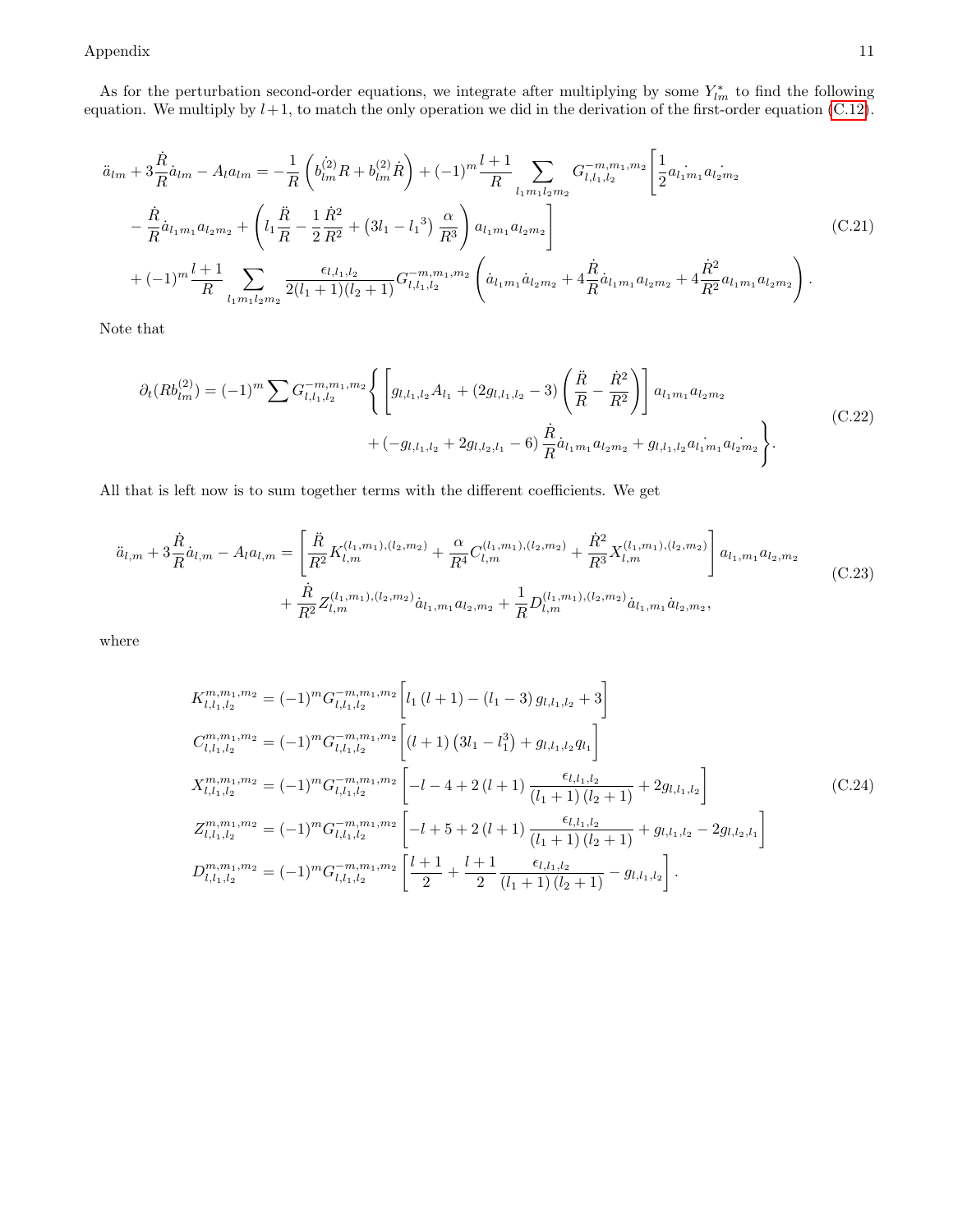As for the perturbation second-order equations, we integrate after multiplying by some $Y^*_{lm}$ to find the following equation. We multiply by $l+1$, to match the only operation we did in the derivation of the first-order equation (C.12).

$$
\begin{aligned}
\ddot{a}_{lm} + 3\frac{\dot{R}}{R}\dot{a}_{lm} - A_l a_{lm} = &-\frac{1}{R}\left(\dot{b}^{(2)}_{lm} R + b^{(2)}_{lm}\dot{R}\right) + (-1)^m \frac{l+1}{R} \sum_{l_1 m_1 l_2 m_2} G^{-m,m_1,m_2}_{l,l_1,l_2}\Bigg[\frac{1}{2} a_{l_1 m_1}^{\cdot} a_{l_2 m_2}^{\cdot} \\
&- \frac{\dot{R}}{R}\dot{a}_{l_1 m_1} a_{l_2 m_2} + \left(l_1 \frac{\ddot{R}}{R} - \frac{1}{2}\frac{\dot{R}^2}{R^2} + \left(3l_1 - {l_1}^3\right)\frac{\alpha}{R^3}\right) a_{l_1 m_1} a_{l_2 m_2}\Bigg] \\
&+ (-1)^m \frac{l+1}{R} \sum_{l_1 m_1 l_2 m_2} \frac{\epsilon_{l,l_1,l_2}}{2(l_1+1)(l_2+1)} G^{-m,m_1,m_2}_{l,l_1,l_2}\left(\dot{a}_{l_1 m_1}\dot{a}_{l_2 m_2} + 4\frac{\dot{R}}{R}\dot{a}_{l_1 m_1} a_{l_2 m_2} + 4\frac{\dot{R}^2}{R^2} a_{l_1 m_1} a_{l_2 m_2}\right).
\end{aligned}
\tag{C.21}
$$

Note that

$$
\begin{aligned}
\partial_t(R b^{(2)}_{lm}) = (-1)^m \sum G^{-m,m_1,m_2}_{l,l_1,l_2}\Bigg\{&\left[g_{l,l_1,l_2} A_{l_1} + (2g_{l,l_1,l_2} - 3)\left(\frac{\ddot{R}}{R} - \frac{\dot{R}^2}{R^2}\right)\right] a_{l_1 m_1} a_{l_2 m_2} \\
&+ (-g_{l,l_1,l_2} + 2g_{l,l_2,l_1} - 6)\frac{\dot{R}}{R}\dot{a}_{l_1 m_1} a_{l_2 m_2} + g_{l,l_1,l_2} a_{l_1 m_1}^{\cdot} a_{l_2 m_2}^{\cdot}\Bigg\}.
\end{aligned}
\tag{C.22}
$$

All that is left now is to sum together terms with the different coefficients. We get

$$
\begin{aligned}
\ddot{a}_{l,m} + 3\frac{\dot{R}}{R}\dot{a}_{l,m} - A_l a_{l,m} = &\left[\frac{\ddot{R}}{R^2} K^{(l_1,m_1),(l_2,m_2)}_{l,m} + \frac{\alpha}{R^4} C^{(l_1,m_1),(l_2,m_2)}_{l,m} + \frac{\dot{R}^2}{R^3} X^{(l_1,m_1),(l_2,m_2)}_{l,m}\right] a_{l_1,m_1} a_{l_2,m_2} \\
&+ \frac{\dot{R}}{R^2} Z^{(l_1,m_1),(l_2,m_2)}_{l,m}\dot{a}_{l_1,m_1} a_{l_2,m_2} + \frac{1}{R} D^{(l_1,m_1),(l_2,m_2)}_{l,m}\dot{a}_{l_1,m_1}\dot{a}_{l_2,m_2},
\end{aligned}
\tag{C.23}
$$

where

$$
\begin{aligned}
K^{m,m_1,m_2}_{l,l_1,l_2} &= (-1)^m G^{-m,m_1,m_2}_{l,l_1,l_2}\Big[l_1(l+1) - (l_1 - 3)\, g_{l,l_1,l_2} + 3\Big] \\
C^{m,m_1,m_2}_{l,l_1,l_2} &= (-1)^m G^{-m,m_1,m_2}_{l,l_1,l_2}\Big[(l+1)\left(3l_1 - l_1^3\right) + g_{l,l_1,l_2} q_{l_1}\Big] \\
X^{m,m_1,m_2}_{l,l_1,l_2} &= (-1)^m G^{-m,m_1,m_2}_{l,l_1,l_2}\left[-l - 4 + 2(l+1)\frac{\epsilon_{l,l_1,l_2}}{(l_1+1)(l_2+1)} + 2g_{l,l_1,l_2}\right] \\
Z^{m,m_1,m_2}_{l,l_1,l_2} &= (-1)^m G^{-m,m_1,m_2}_{l,l_1,l_2}\left[-l + 5 + 2(l+1)\frac{\epsilon_{l,l_1,l_2}}{(l_1+1)(l_2+1)} + g_{l,l_1,l_2} - 2g_{l,l_2,l_1}\right] \\
D^{m,m_1,m_2}_{l,l_1,l_2} &= (-1)^m G^{-m,m_1,m_2}_{l,l_1,l_2}\left[\frac{l+1}{2} + \frac{l+1}{2}\frac{\epsilon_{l,l_1,l_2}}{(l_1+1)(l_2+1)} - g_{l,l_1,l_2}\right].
\end{aligned}
\tag{C.24}
$$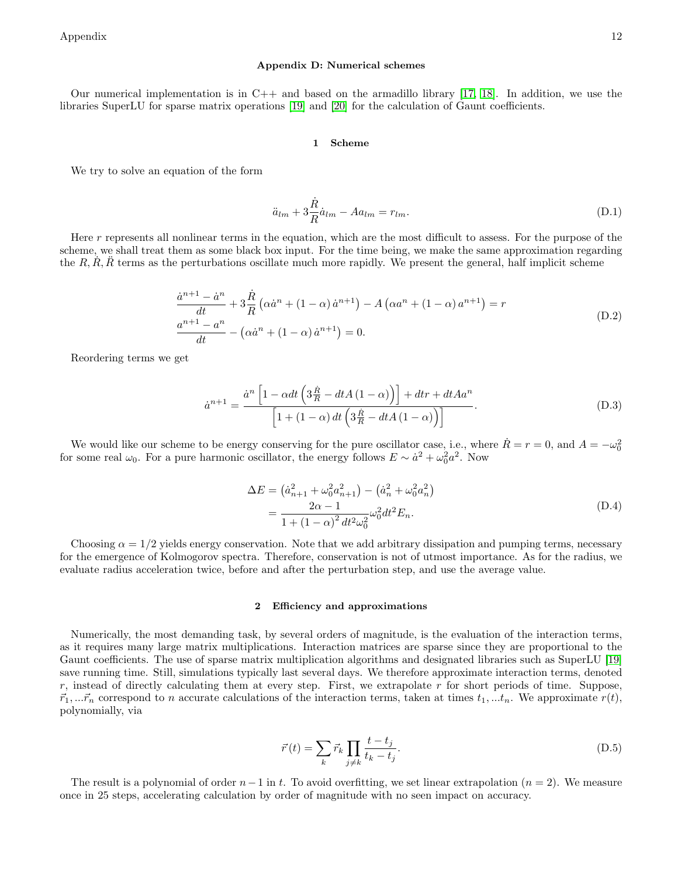## Appendix D: Numerical schemes

Our numerical implementation is in C++ and based on the armadillo library [17, 18]. In addition, we use the libraries SuperLU for sparse matrix operations [19] and [20] for the calculation of Gaunt coefficients.

### 1 Scheme

We try to solve an equation of the form

$$\ddot{a}_{lm} + 3\frac{\dot{R}}{R}\dot{a}_{lm} - Aa_{lm} = r_{lm}. \tag{D.1}$$

Here $r$ represents all nonlinear terms in the equation, which are the most difficult to assess. For the purpose of the scheme, we shall treat them as some black box input. For the time being, we make the same approximation regarding the $R, \dot{R}, \ddot{R}$ terms as the perturbations oscillate much more rapidly. We present the general, half implicit scheme

$$\begin{aligned}
&\frac{\dot{a}^{n+1} - \dot{a}^{n}}{dt} + 3\frac{\dot{R}}{R}\left(\alpha\dot{a}^{n} + (1-\alpha)\,\dot{a}^{n+1}\right) - A\left(\alpha a^{n} + (1-\alpha)\,a^{n+1}\right) = r \\
&\frac{a^{n+1} - a^{n}}{dt} - \left(\alpha\dot{a}^{n} + (1-\alpha)\,\dot{a}^{n+1}\right) = 0.
\end{aligned} \tag{D.2}$$

Reordering terms we get

$$\dot{a}^{n+1} = \frac{\dot{a}^{n}\left[1 - \alpha dt\left(3\frac{\dot{R}}{R} - dtA\,(1-\alpha)\right)\right] + dtr + dtAa^{n}}{\left[1 + (1-\alpha)\,dt\left(3\frac{\dot{R}}{R} - dtA\,(1-\alpha)\right)\right]}. \tag{D.3}$$

We would like our scheme to be energy conserving for the pure oscillator case, i.e., where $\dot{R} = r = 0$, and $A = -\omega_0^2$ for some real $\omega_0$. For a pure harmonic oscillator, the energy follows $E \sim \dot{a}^2 + \omega_0^2 a^2$. Now

$$\begin{aligned}
\Delta E &= \left(\dot{a}_{n+1}^2 + \omega_0^2 a_{n+1}^2\right) - \left(\dot{a}_n^2 + \omega_0^2 a_n^2\right) \\
&= \frac{2\alpha - 1}{1 + (1-\alpha)^2\,dt^2\omega_0^2}\omega_0^2 dt^2 E_n.
\end{aligned} \tag{D.4}$$

Choosing $\alpha = 1/2$ yields energy conservation. Note that we add arbitrary dissipation and pumping terms, necessary for the emergence of Kolmogorov spectra. Therefore, conservation is not of utmost importance. As for the radius, we evaluate radius acceleration twice, before and after the perturbation step, and use the average value.

### 2 Efficiency and approximations

Numerically, the most demanding task, by several orders of magnitude, is the evaluation of the interaction terms, as it requires many large matrix multiplications. Interaction matrices are sparse since they are proportional to the Gaunt coefficients. The use of sparse matrix multiplication algorithms and designated libraries such as SuperLU [19] save running time. Still, simulations typically last several days. We therefore approximate interaction terms, denoted $r$, instead of directly calculating them at every step. First, we extrapolate $r$ for short periods of time. Suppose, $\vec{r}_1, \ldots \vec{r}_n$ correspond to $n$ accurate calculations of the interaction terms, taken at times $t_1, \ldots t_n$. We approximate $r(t)$, polynomially, via

$$\vec{r}\,(t) = \sum_k \vec{r}_k \prod_{j \neq k} \frac{t - t_j}{t_k - t_j}. \tag{D.5}$$

The result is a polynomial of order $n-1$ in $t$. To avoid overfitting, we set linear extrapolation ($n = 2$). We measure once in 25 steps, accelerating calculation by order of magnitude with no seen impact on accuracy.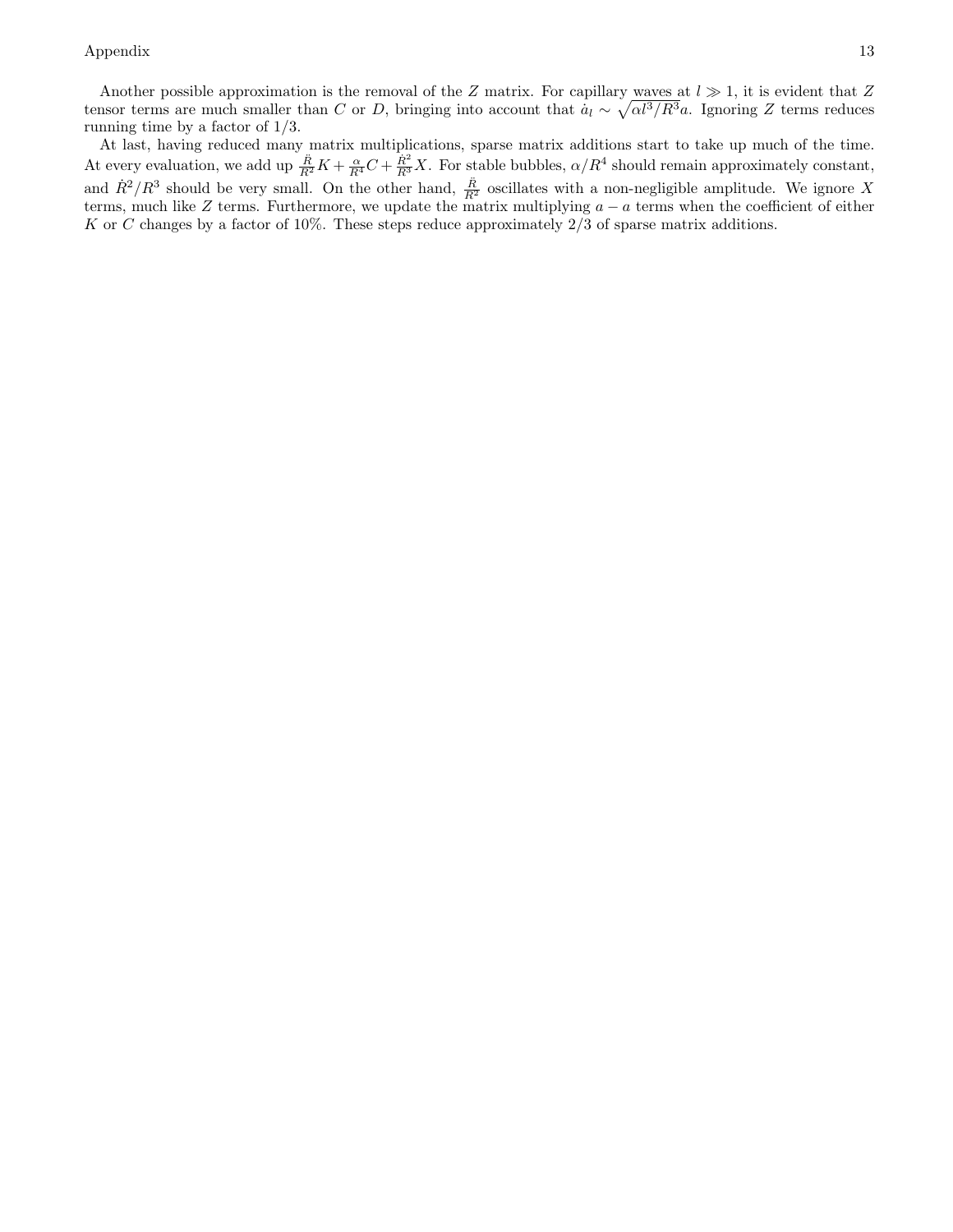Another possible approximation is the removal of the $Z$ matrix. For capillary waves at $l \gg 1$, it is evident that $Z$ tensor terms are much smaller than $C$ or $D$, bringing into account that $\dot{a}_l \sim \sqrt{\alpha l^3/R^3} a$. Ignoring $Z$ terms reduces running time by a factor of 1/3.

At last, having reduced many matrix multiplications, sparse matrix additions start to take up much of the time. At every evaluation, we add up $\frac{\ddot{R}}{R^2}K + \frac{\alpha}{R^4}C + \frac{\dot{R}^2}{R^3}X$. For stable bubbles, $\alpha/R^4$ should remain approximately constant, and $\dot{R}^2/R^3$ should be very small. On the other hand, $\frac{\ddot{R}}{R^2}$ oscillates with a non-negligible amplitude. We ignore $X$ terms, much like $Z$ terms. Furthermore, we update the matrix multiplying $a - a$ terms when the coefficient of either $K$ or $C$ changes by a factor of 10%. These steps reduce approximately 2/3 of sparse matrix additions.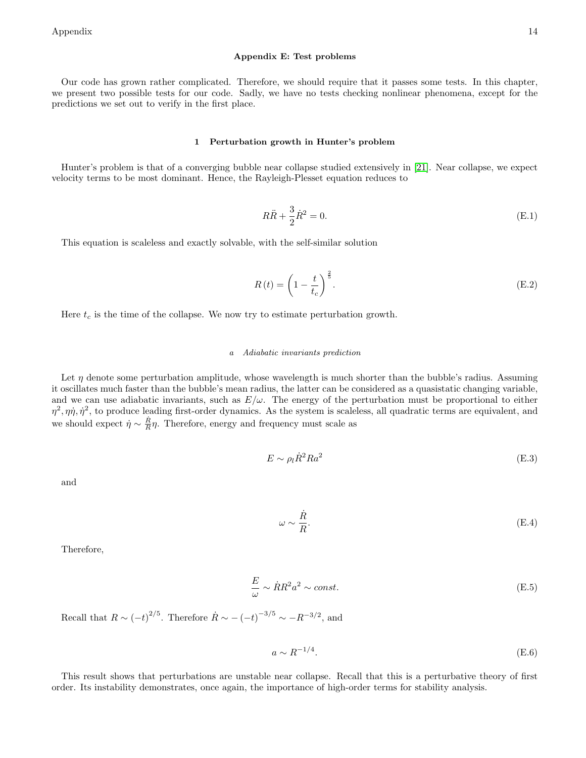## Appendix E: Test problems

Our code has grown rather complicated. Therefore, we should require that it passes some tests. In this chapter, we present two possible tests for our code. Sadly, we have no tests checking nonlinear phenomena, except for the predictions we set out to verify in the first place.

### 1 Perturbation growth in Hunter's problem

Hunter's problem is that of a converging bubble near collapse studied extensively in [21]. Near collapse, we expect velocity terms to be most dominant. Hence, the Rayleigh-Plesset equation reduces to

$$R\ddot{R} + \frac{3}{2}\dot{R}^2 = 0. \tag{E.1}$$

This equation is scaleless and exactly solvable, with the self-similar solution

$$R(t) = \left(1 - \frac{t}{t_c}\right)^{\frac{2}{5}}. \tag{E.2}$$

Here $t_c$ is the time of the collapse. We now try to estimate perturbation growth.

#### *a Adiabatic invariants prediction*

Let $\eta$ denote some perturbation amplitude, whose wavelength is much shorter than the bubble's radius. Assuming it oscillates much faster than the bubble's mean radius, the latter can be considered as a quasistatic changing variable, and we can use adiabatic invariants, such as $E/\omega$. The energy of the perturbation must be proportional to either $\eta^2, \eta\dot{\eta}, \dot{\eta}^2$, to produce leading first-order dynamics. As the system is scaleless, all quadratic terms are equivalent, and we should expect $\dot{\eta} \sim \frac{\dot{R}}{R}\eta$. Therefore, energy and frequency must scale as

$$E \sim \rho_l \dot{R}^2 R a^2 \tag{E.3}$$

and

$$\omega \sim \frac{\dot{R}}{R}. \tag{E.4}$$

Therefore,

$$\frac{E}{\omega} \sim \dot{R}R^2 a^2 \sim const. \tag{E.5}$$

Recall that $R \sim (-t)^{2/5}$. Therefore $\dot{R} \sim -(-t)^{-3/5} \sim -R^{-3/2}$, and

$$a \sim R^{-1/4}. \tag{E.6}$$

This result shows that perturbations are unstable near collapse. Recall that this is a perturbative theory of first order. Its instability demonstrates, once again, the importance of high-order terms for stability analysis.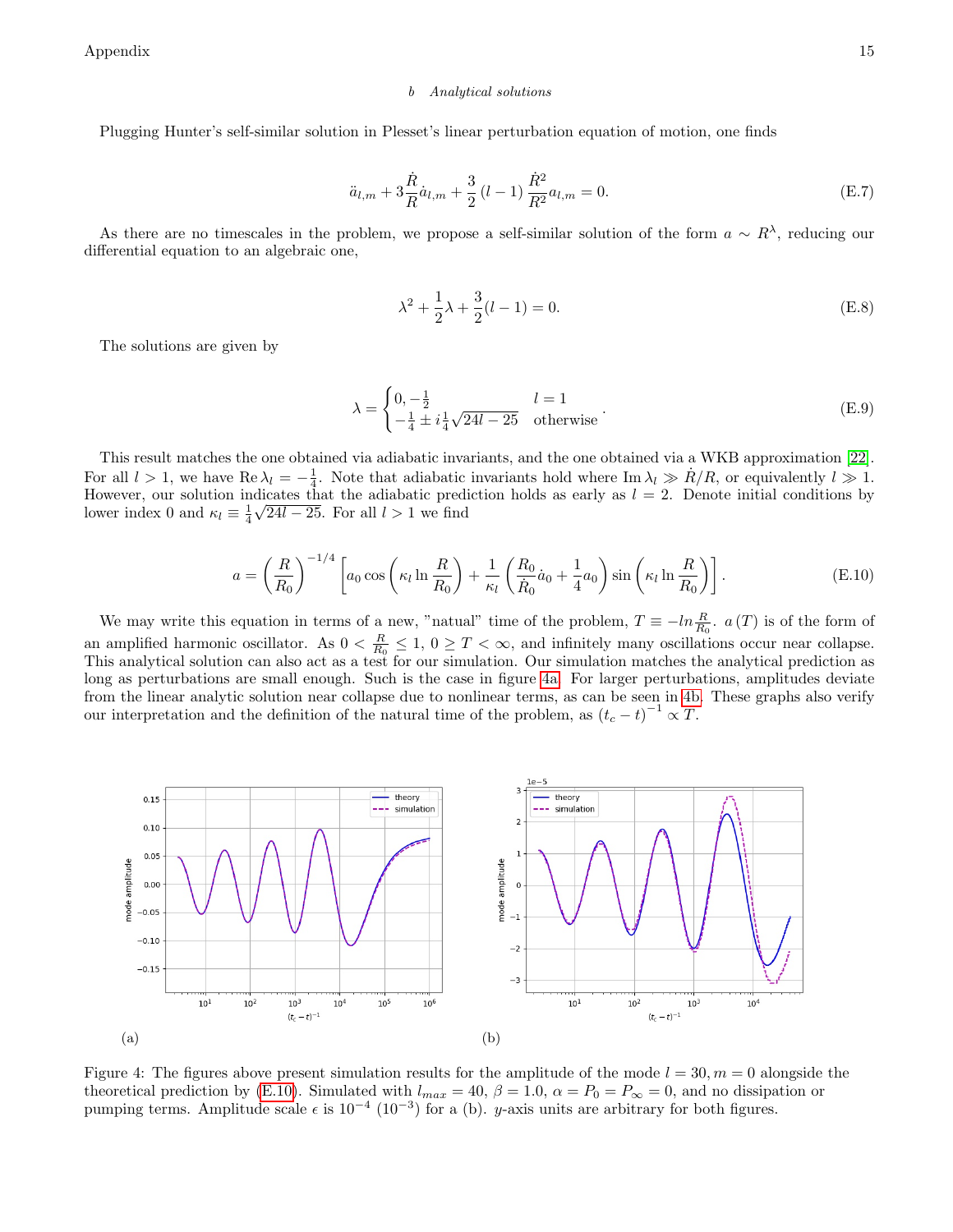### b Analytical solutions

Plugging Hunter's self-similar solution in Plesset's linear perturbation equation of motion, one finds

$$\ddot{a}_{l,m} + 3\frac{\dot{R}}{R}\dot{a}_{l,m} + \frac{3}{2}(l-1)\frac{\dot{R}^2}{R^2}a_{l,m} = 0. \tag{E.7}$$

As there are no timescales in the problem, we propose a self-similar solution of the form $a \sim R^\lambda$, reducing our differential equation to an algebraic one,

$$\lambda^2 + \frac{1}{2}\lambda + \frac{3}{2}(l-1) = 0. \tag{E.8}$$

The solutions are given by

$$\lambda = \begin{cases} 0, -\frac{1}{2} & l = 1 \\ -\frac{1}{4} \pm i\frac{1}{4}\sqrt{24l-25} & \text{otherwise} \end{cases}. \tag{E.9}$$

This result matches the one obtained via adiabatic invariants, and the one obtained via a WKB approximation [22]. For all $l > 1$, we have $\operatorname{Re}\lambda_l = -\frac{1}{4}$. Note that adiabatic invariants hold where $\operatorname{Im}\lambda_l \gg \dot{R}/R$, or equivalently $l \gg 1$. However, our solution indicates that the adiabatic prediction holds as early as $l = 2$. Denote initial conditions by lower index 0 and $\kappa_l \equiv \frac{1}{4}\sqrt{24l-25}$. For all $l > 1$ we find

$$a = \left(\frac{R}{R_0}\right)^{-1/4}\left[a_0\cos\left(\kappa_l \ln\frac{R}{R_0}\right) + \frac{1}{\kappa_l}\left(\frac{R_0}{\dot{R}_0}\dot{a}_0 + \frac{1}{4}a_0\right)\sin\left(\kappa_l \ln\frac{R}{R_0}\right)\right]. \tag{E.10}$$

We may write this equation in terms of a new, "natual" time of the problem, $T \equiv -ln\frac{R}{R_0}$. $a(T)$ is of the form of an amplified harmonic oscillator. As $0 < \frac{R}{R_0} \leq 1$, $0 \geq T < \infty$, and infinitely many oscillations occur near collapse. This analytical solution can also act as a test for our simulation. Our simulation matches the analytical prediction as long as perturbations are small enough. Such is the case in figure 4a. For larger perturbations, amplitudes deviate from the linear analytic solution near collapse due to nonlinear terms, as can be seen in 4b. These graphs also verify our interpretation and the definition of the natural time of the problem, as $(t_c - t)^{-1} \propto T$.

(a)

theory
simulation
mode amplitude
0.15
0.10
0.05
0.00
−0.05
−0.10
−0.15
$10^1$ $10^2$ $10^3$ $10^4$ $10^5$ $10^6$
$(t_c - t)^{-1}$

(b)

1e−5
theory
simulation
mode amplitude
3
2
1
0
−1
−2
−3
$10^1$ $10^2$ $10^3$ $10^4$
$(t_c - t)^{-1}$

Figure 4: The figures above present simulation results for the amplitude of the mode $l = 30, m = 0$ alongside the theoretical prediction by (E.10). Simulated with $l_{max} = 40$, $\beta = 1.0$, $\alpha = P_0 = P_\infty = 0$, and no dissipation or pumping terms. Amplitude scale $\epsilon$ is $10^{-4}$ ($10^{-3}$) for a (b). $y$-axis units are arbitrary for both figures.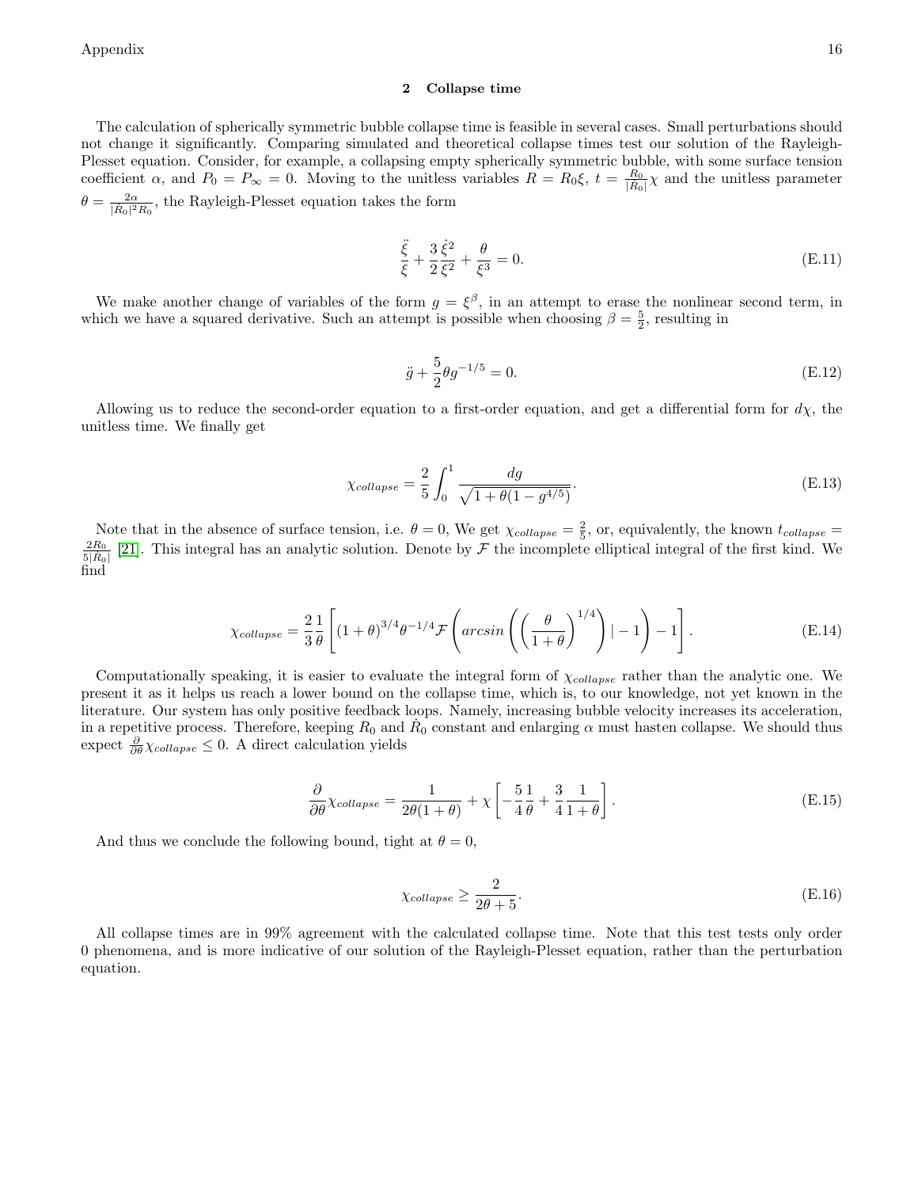## 2 Collapse time

The calculation of spherically symmetric bubble collapse time is feasible in several cases. Small perturbations should not change it significantly. Comparing simulated and theoretical collapse times test our solution of the Rayleigh-Plesset equation. Consider, for example, a collapsing empty spherically symmetric bubble, with some surface tension coefficient $\alpha$, and $P_0 = P_\infty = 0$. Moving to the unitless variables $R = R_0\xi$, $t = \frac{R_0}{|\dot{R}_0|}\chi$ and the unitless parameter $\theta = \frac{2\alpha}{|\dot{R}_0|^2 R_0}$, the Rayleigh-Plesset equation takes the form

$$\frac{\ddot{\xi}}{\xi} + \frac{3}{2}\frac{\dot{\xi}^2}{\xi^2} + \frac{\theta}{\xi^3} = 0. \tag{E.11}$$

We make another change of variables of the form $g = \xi^\beta$, in an attempt to erase the nonlinear second term, in which we have a squared derivative. Such an attempt is possible when choosing $\beta = \frac{5}{2}$, resulting in

$$\ddot{g} + \frac{5}{2}\theta g^{-1/5} = 0. \tag{E.12}$$

Allowing us to reduce the second-order equation to a first-order equation, and get a differential form for $d\chi$, the unitless time. We finally get

$$\chi_{collapse} = \frac{2}{5}\int_0^1 \frac{dg}{\sqrt{1+\theta(1-g^{4/5})}}. \tag{E.13}$$

Note that in the absence of surface tension, i.e. $\theta = 0$, We get $\chi_{collapse} = \frac{2}{5}$, or, equivalently, the known $t_{collapse} = \frac{2R_0}{5|\dot{R}_0|}$ [21]. This integral has an analytic solution. Denote by $\mathcal{F}$ the incomplete elliptical integral of the first kind. We find

$$\chi_{collapse} = \frac{2}{3}\frac{1}{\theta}\left[(1+\theta)^{3/4}\theta^{-1/4}\mathcal{F}\left(arcsin\left(\left(\frac{\theta}{1+\theta}\right)^{1/4}\right)|-1\right) - 1\right]. \tag{E.14}$$

Computationally speaking, it is easier to evaluate the integral form of $\chi_{collapse}$ rather than the analytic one. We present it as it helps us reach a lower bound on the collapse time, which is, to our knowledge, not yet known in the literature. Our system has only positive feedback loops. Namely, increasing bubble velocity increases its acceleration, in a repetitive process. Therefore, keeping $R_0$ and $\dot{R}_0$ constant and enlarging $\alpha$ must hasten collapse. We should thus expect $\frac{\partial}{\partial\theta}\chi_{collapse} \leq 0$. A direct calculation yields

$$\frac{\partial}{\partial\theta}\chi_{collapse} = \frac{1}{2\theta(1+\theta)} + \chi\left[-\frac{5}{4}\frac{1}{\theta} + \frac{3}{4}\frac{1}{1+\theta}\right]. \tag{E.15}$$

And thus we conclude the following bound, tight at $\theta = 0$,

$$\chi_{collapse} \geq \frac{2}{2\theta + 5}. \tag{E.16}$$

All collapse times are in 99% agreement with the calculated collapse time. Note that this test tests only order 0 phenomena, and is more indicative of our solution of the Rayleigh-Plesset equation, rather than the perturbation equation.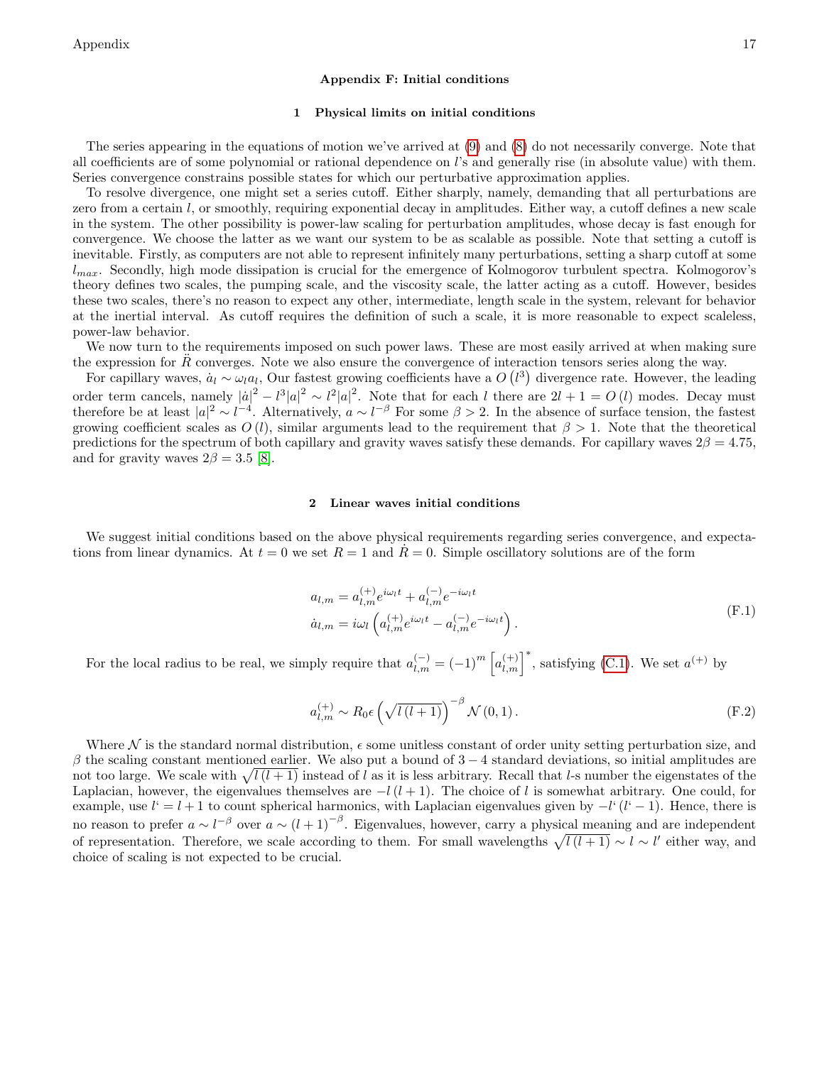## Appendix F: Initial conditions

### 1 Physical limits on initial conditions

The series appearing in the equations of motion we've arrived at (9) and (8) do not necessarily converge. Note that all coefficients are of some polynomial or rational dependence on $l$'s and generally rise (in absolute value) with them. Series convergence constrains possible states for which our perturbative approximation applies.

To resolve divergence, one might set a series cutoff. Either sharply, namely, demanding that all perturbations are zero from a certain $l$, or smoothly, requiring exponential decay in amplitudes. Either way, a cutoff defines a new scale in the system. The other possibility is power-law scaling for perturbation amplitudes, whose decay is fast enough for convergence. We choose the latter as we want our system to be as scalable as possible. Note that setting a cutoff is inevitable. Firstly, as computers are not able to represent infinitely many perturbations, setting a sharp cutoff at some $l_{max}$. Secondly, high mode dissipation is crucial for the emergence of Kolmogorov turbulent spectra. Kolmogorov's theory defines two scales, the pumping scale, and the viscosity scale, the latter acting as a cutoff. However, besides these two scales, there's no reason to expect any other, intermediate, length scale in the system, relevant for behavior at the inertial interval. As cutoff requires the definition of such a scale, it is more reasonable to expect scaleless, power-law behavior.

We now turn to the requirements imposed on such power laws. These are most easily arrived at when making sure the expression for $\ddot{R}$ converges. Note we also ensure the convergence of interaction tensors series along the way.

For capillary waves, $\dot{a}_l \sim \omega_l a_l$, Our fastest growing coefficients have a $O\left(l^3\right)$ divergence rate. However, the leading order term cancels, namely $|\dot{a}|^2 - l^3|a|^2 \sim l^2|a|^2$. Note that for each $l$ there are $2l+1 = O\left(l\right)$ modes. Decay must therefore be at least $|a|^2 \sim l^{-4}$. Alternatively, $a \sim l^{-\beta}$ For some $\beta > 2$. In the absence of surface tension, the fastest growing coefficient scales as $O\left(l\right)$, similar arguments lead to the requirement that $\beta > 1$. Note that the theoretical predictions for the spectrum of both capillary and gravity waves satisfy these demands. For capillary waves $2\beta = 4.75$, and for gravity waves $2\beta = 3.5$ [8].

### 2 Linear waves initial conditions

We suggest initial conditions based on the above physical requirements regarding series convergence, and expectations from linear dynamics. At $t=0$ we set $R=1$ and $\dot{R}=0$. Simple oscillatory solutions are of the form

$$
\begin{aligned}
a_{l,m} &= a^{(+)}_{l,m} e^{i\omega_l t} + a^{(-)}_{l,m} e^{-i\omega_l t} \\
\dot{a}_{l,m} &= i\omega_l \left( a^{(+)}_{l,m} e^{i\omega_l t} - a^{(-)}_{l,m} e^{-i\omega_l t} \right).
\end{aligned}
\tag{F.1}
$$

For the local radius to be real, we simply require that $a^{(-)}_{l,m} = (-1)^m \left[a^{(+)}_{l,m}\right]^*$, satisfying (C.1). We set $a^{(+)}$ by

$$
a^{(+)}_{l,m} \sim R_0 \epsilon \left(\sqrt{l\left(l+1\right)}\right)^{-\beta} \mathcal{N}\left(0,1\right). \tag{F.2}
$$

Where $\mathcal{N}$ is the standard normal distribution, $\epsilon$ some unitless constant of order unity setting perturbation size, and $\beta$ the scaling constant mentioned earlier. We also put a bound of $3-4$ standard deviations, so initial amplitudes are not too large. We scale with $\sqrt{l\left(l+1\right)}$ instead of $l$ as it is less arbitrary. Recall that $l$-s number the eigenstates of the Laplacian, however, the eigenvalues themselves are $-l\left(l+1\right)$. The choice of $l$ is somewhat arbitrary. One could, for example, use $l' = l+1$ to count spherical harmonics, with Laplacian eigenvalues given by $-l'\left(l'-1\right)$. Hence, there is no reason to prefer $a \sim l^{-\beta}$ over $a \sim \left(l+1\right)^{-\beta}$. Eigenvalues, however, carry a physical meaning and are independent of representation. Therefore, we scale according to them. For small wavelengths $\sqrt{l\left(l+1\right)} \sim l \sim l'$ either way, and choice of scaling is not expected to be crucial.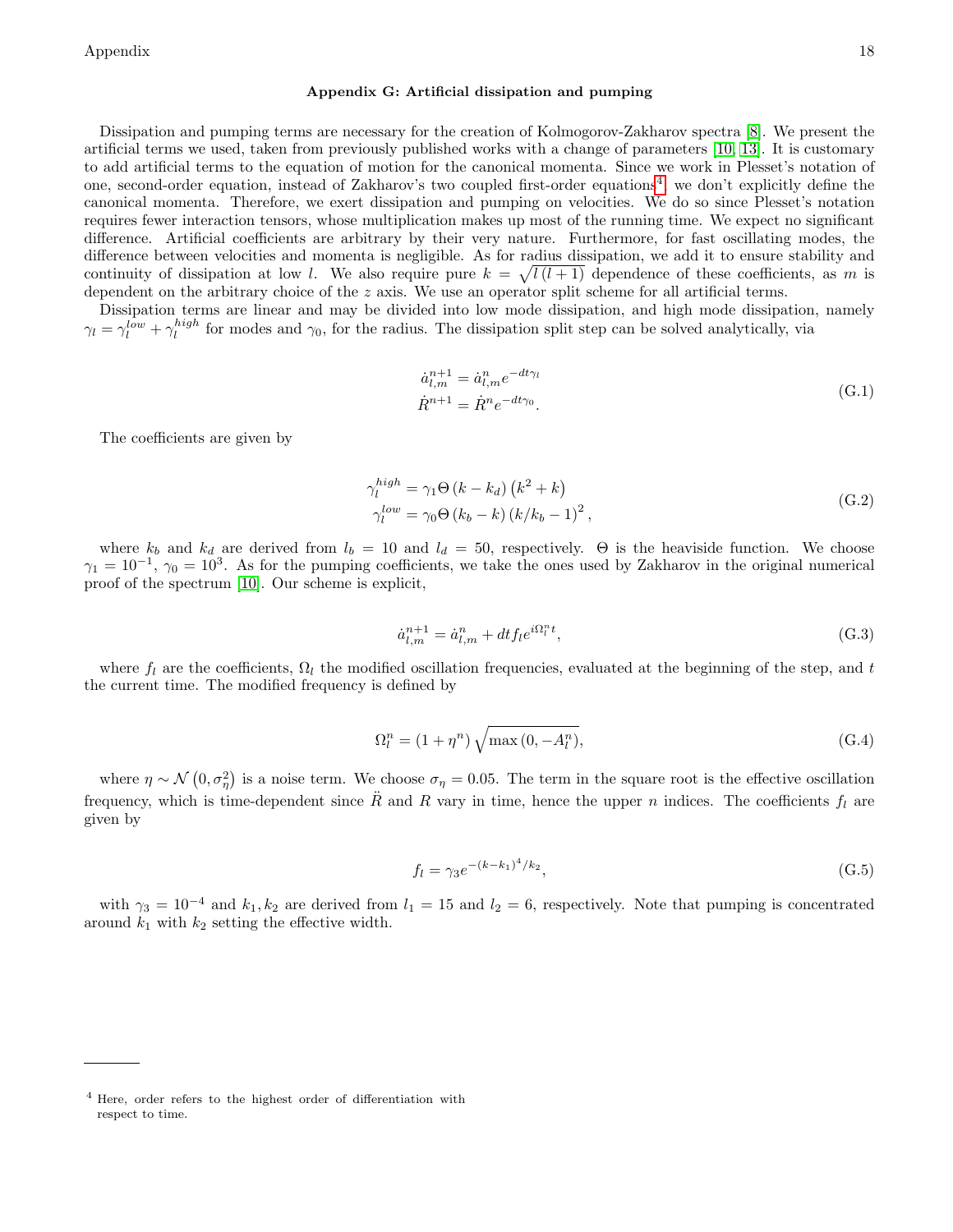### Appendix G: Artificial dissipation and pumping

Dissipation and pumping terms are necessary for the creation of Kolmogorov-Zakharov spectra [8]. We present the artificial terms we used, taken from previously published works with a change of parameters [10, 13]. It is customary to add artificial terms to the equation of motion for the canonical momenta. Since we work in Plesset's notation of one, second-order equation, instead of Zakharov's two coupled first-order equations[4], we don't explicitly define the canonical momenta. Therefore, we exert dissipation and pumping on velocities. We do so since Plesset's notation requires fewer interaction tensors, whose multiplication makes up most of the running time. We expect no significant difference. Artificial coefficients are arbitrary by their very nature. Furthermore, for fast oscillating modes, the difference between velocities and momenta is negligible. As for radius dissipation, we add it to ensure stability and continuity of dissipation at low $l$. We also require pure $k = \sqrt{l(l+1)}$ dependence of these coefficients, as $m$ is dependent on the arbitrary choice of the $z$ axis. We use an operator split scheme for all artificial terms.

Dissipation terms are linear and may be divided into low mode dissipation, and high mode dissipation, namely $\gamma_l = \gamma_l^{low} + \gamma_l^{high}$ for modes and $\gamma_0$, for the radius. The dissipation split step can be solved analytically, via

$$
\begin{aligned}
\dot{a}_{l,m}^{n+1} &= \dot{a}_{l,m}^{n} e^{-dt\gamma_l} \\
\dot{R}^{n+1} &= \dot{R}^{n} e^{-dt\gamma_0}.
\end{aligned}
\tag{G.1}
$$

The coefficients are given by

$$
\begin{aligned}
\gamma_l^{high} &= \gamma_1 \Theta\left(k - k_d\right)\left(k^2 + k\right) \\
\gamma_l^{low} &= \gamma_0 \Theta\left(k_b - k\right)\left(k/k_b - 1\right)^2,
\end{aligned}
\tag{G.2}
$$

where $k_b$ and $k_d$ are derived from $l_b = 10$ and $l_d = 50$, respectively. $\Theta$ is the heaviside function. We choose $\gamma_1 = 10^{-1}$, $\gamma_0 = 10^3$. As for the pumping coefficients, we take the ones used by Zakharov in the original numerical proof of the spectrum [10]. Our scheme is explicit,

$$
\dot{a}_{l,m}^{n+1} = \dot{a}_{l,m}^{n} + dt f_l e^{i\Omega_l^n t},
\tag{G.3}
$$

where $f_l$ are the coefficients, $\Omega_l$ the modified oscillation frequencies, evaluated at the beginning of the step, and $t$ the current time. The modified frequency is defined by

$$
\Omega_l^n = \left(1 + \eta^n\right)\sqrt{\max\left(0, -A_l^n\right)},
\tag{G.4}
$$

where $\eta \sim \mathcal{N}\left(0, \sigma_\eta^2\right)$ is a noise term. We choose $\sigma_\eta = 0.05$. The term in the square root is the effective oscillation frequency, which is time-dependent since $\ddot{R}$ and $R$ vary in time, hence the upper $n$ indices. The coefficients $f_l$ are given by

$$
f_l = \gamma_3 e^{-\left(k - k_1\right)^4 / k_2},
\tag{G.5}
$$

with $\gamma_3 = 10^{-4}$ and $k_1, k_2$ are derived from $l_1 = 15$ and $l_2 = 6$, respectively. Note that pumping is concentrated around $k_1$ with $k_2$ setting the effective width.

[4] Here, order refers to the highest order of differentiation with respect to time.